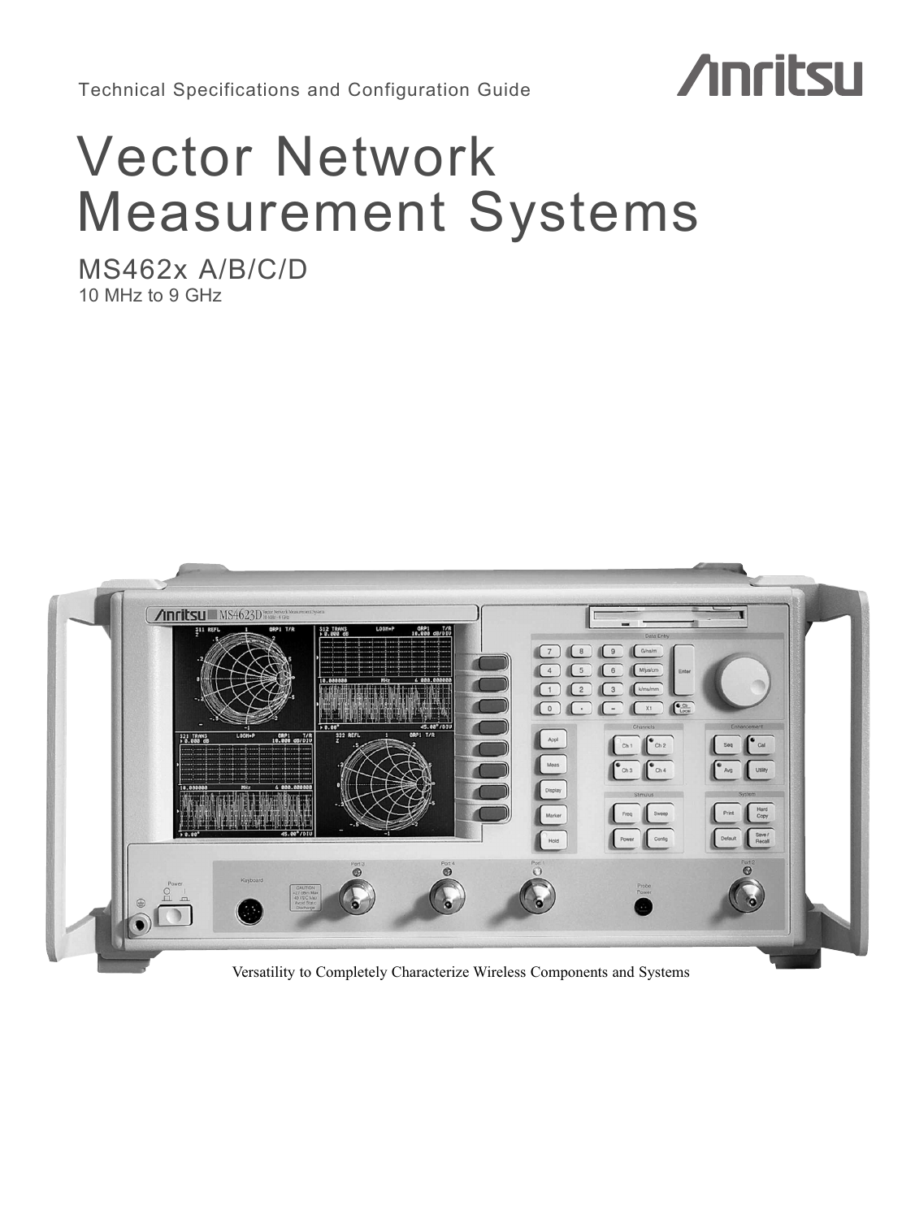Technical Specifications and Configuration Guide

Anritsu

# Vector Network Measurement Systems

## MS462x A/B/C/D

10 MHz to 9 GHz

Versatility to Completely Characterize Wireless Components and Systems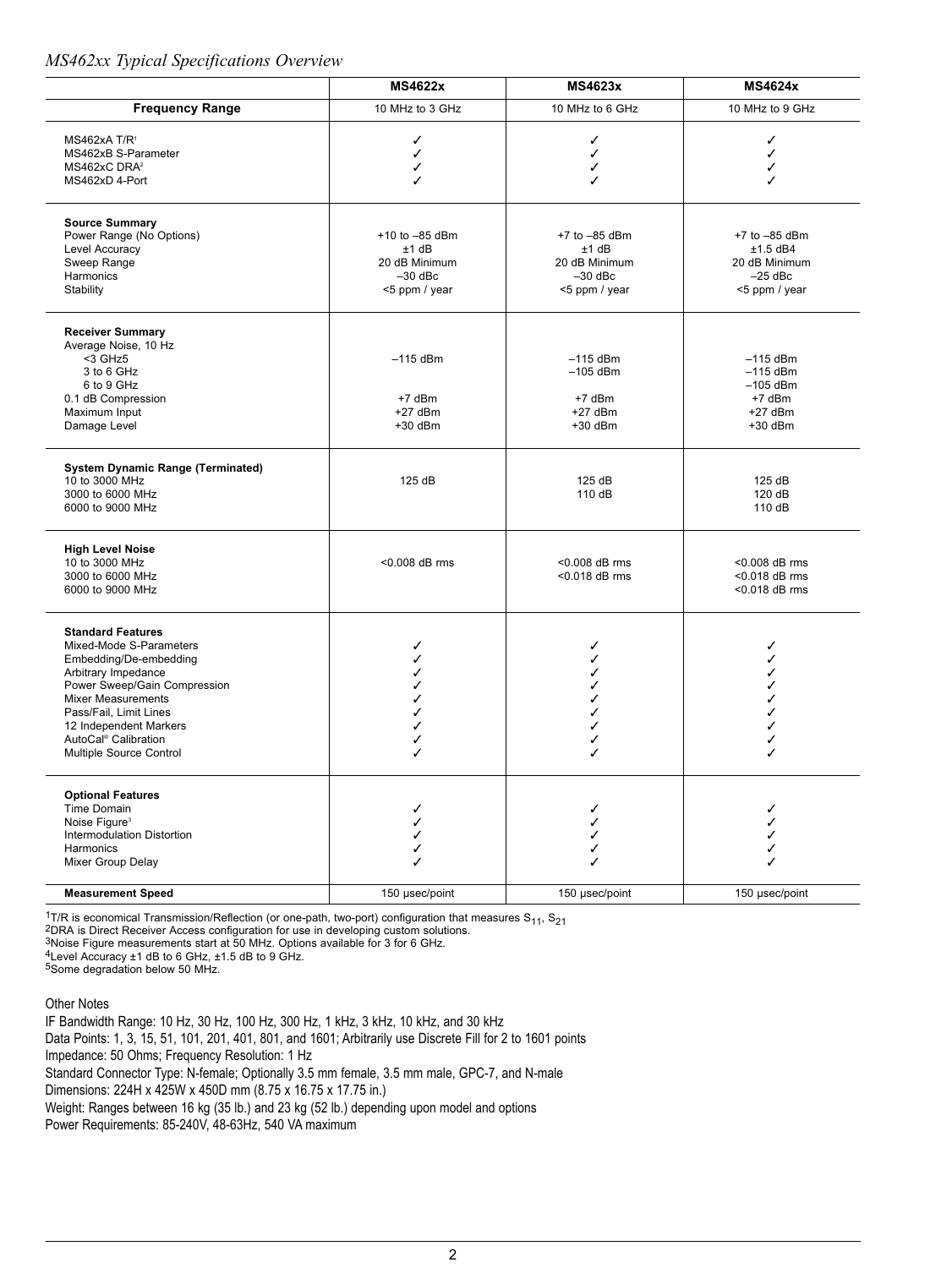*MS462xx Typical Specifications Overview*

| | MS4622x | MS4623x | MS4624x |
|---|---|---|---|
| **Frequency Range** | 10 MHz to 3 GHz | 10 MHz to 6 GHz | 10 MHz to 9 GHz |
| MS462xA T/R[1] | ✓ | ✓ | ✓ |
| MS462xB S-Parameter | ✓ | ✓ | ✓ |
| MS462xC DRA[2] | ✓ | ✓ | ✓ |
| MS462xD 4-Port | ✓ | ✓ | ✓ |
| **Source Summary** | | | |
| Power Range (No Options) | +10 to –85 dBm | +7 to –85 dBm | +7 to –85 dBm |
| Level Accuracy | ±1 dB | ±1 dB | ±1.5 dB[4] |
| Sweep Range | 20 dB Minimum | 20 dB Minimum | 20 dB Minimum |
| Harmonics | –30 dBc | –30 dBc | –25 dBc |
| Stability | <5 ppm / year | <5 ppm / year | <5 ppm / year |
| **Receiver Summary** | | | |
| Average Noise, 10 Hz | | | |
| <3 GHz[5] | –115 dBm | –115 dBm | –115 dBm |
| 3 to 6 GHz | | –105 dBm | –115 dBm |
| 6 to 9 GHz | | | –105 dBm |
| 0.1 dB Compression | +7 dBm | +7 dBm | +7 dBm |
| Maximum Input | +27 dBm | +27 dBm | +27 dBm |
| Damage Level | +30 dBm | +30 dBm | +30 dBm |
| **System Dynamic Range (Terminated)** | | | |
| 10 to 3000 MHz | 125 dB | 125 dB | 125 dB |
| 3000 to 6000 MHz | | 110 dB | 120 dB |
| 6000 to 9000 MHz | | | 110 dB |
| **High Level Noise** | | | |
| 10 to 3000 MHz | <0.008 dB rms | <0.008 dB rms | <0.008 dB rms |
| 3000 to 6000 MHz | | <0.018 dB rms | <0.018 dB rms |
| 6000 to 9000 MHz | | | <0.018 dB rms |
| **Standard Features** | | | |
| Mixed-Mode S-Parameters | ✓ | ✓ | ✓ |
| Embedding/De-embedding | ✓ | ✓ | ✓ |
| Arbitrary Impedance | ✓ | ✓ | ✓ |
| Power Sweep/Gain Compression | ✓ | ✓ | ✓ |
| Mixer Measurements | ✓ | ✓ | ✓ |
| Pass/Fail, Limit Lines | ✓ | ✓ | ✓ |
| 12 Independent Markers | ✓ | ✓ | ✓ |
| AutoCal® Calibration | ✓ | ✓ | ✓ |
| Multiple Source Control | ✓ | ✓ | ✓ |
| **Optional Features** | | | |
| Time Domain | ✓ | ✓ | ✓ |
| Noise Figure[3] | ✓ | ✓ | ✓ |
| Intermodulation Distortion | ✓ | ✓ | ✓ |
| Harmonics | ✓ | ✓ | ✓ |
| Mixer Group Delay | ✓ | ✓ | ✓ |
| **Measurement Speed** | 150 μsec/point | 150 μsec/point | 150 μsec/point |

[1]T/R is economical Transmission/Reflection (or one-path, two-port) configuration that measures $S_{11}$, $S_{21}$
[2]DRA is Direct Receiver Access configuration for use in developing custom solutions.
[3]Noise Figure measurements start at 50 MHz. Options available for 3 for 6 GHz.
[4]Level Accuracy ±1 dB to 6 GHz, ±1.5 dB to 9 GHz.
[5]Some degradation below 50 MHz.

Other Notes

IF Bandwidth Range: 10 Hz, 30 Hz, 100 Hz, 300 Hz, 1 kHz, 3 kHz, 10 kHz, and 30 kHz
Data Points: 1, 3, 15, 51, 101, 201, 401, 801, and 1601; Arbitrarily use Discrete Fill for 2 to 1601 points
Impedance: 50 Ohms; Frequency Resolution: 1 Hz
Standard Connector Type: N-female; Optionally 3.5 mm female, 3.5 mm male, GPC-7, and N-male
Dimensions: 224H x 425W x 450D mm (8.75 x 16.75 x 17.75 in.)
Weight: Ranges between 16 kg (35 lb.) and 23 kg (52 lb.) depending upon model and options
Power Requirements: 85-240V, 48-63Hz, 540 VA maximum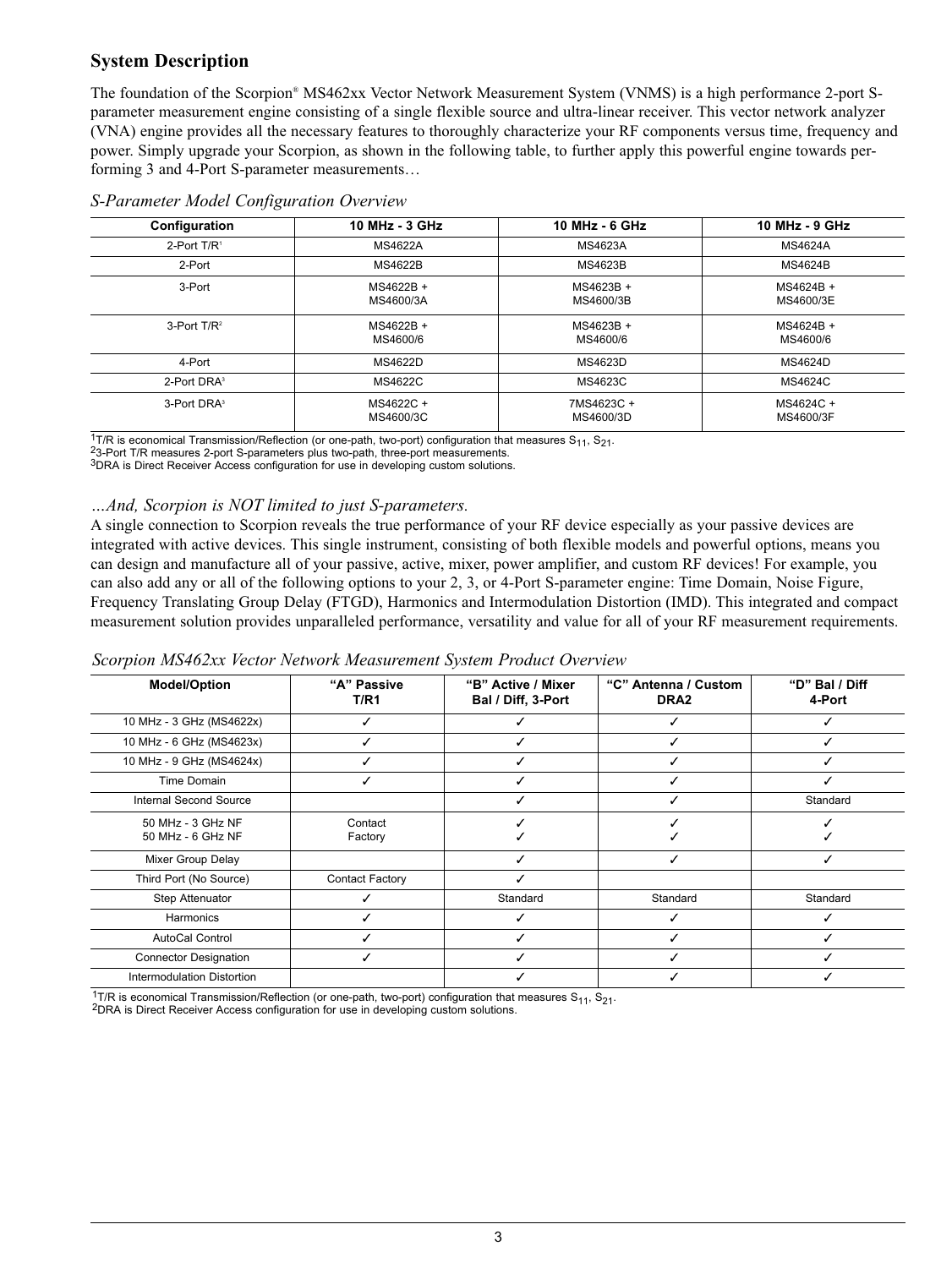## System Description

The foundation of the Scorpion® MS462xx Vector Network Measurement System (VNMS) is a high performance 2-port S-parameter measurement engine consisting of a single flexible source and ultra-linear receiver. This vector network analyzer (VNA) engine provides all the necessary features to thoroughly characterize your RF components versus time, frequency and power. Simply upgrade your Scorpion, as shown in the following table, to further apply this powerful engine towards performing 3 and 4-Port S-parameter measurements…

*S-Parameter Model Configuration Overview*

| Configuration | 10 MHz - 3 GHz | 10 MHz - 6 GHz | 10 MHz - 9 GHz |
|---|---|---|---|
| 2-Port T/R[1] | MS4622A | MS4623A | MS4624A |
| 2-Port | MS4622B | MS4623B | MS4624B |
| 3-Port | MS4622B + MS4600/3A | MS4623B + MS4600/3B | MS4624B + MS4600/3E |
| 3-Port T/R[2] | MS4622B + MS4600/6 | MS4623B + MS4600/6 | MS4624B + MS4600/6 |
| 4-Port | MS4622D | MS4623D | MS4624D |
| 2-Port DRA[3] | MS4622C | MS4623C | MS4624C |
| 3-Port DRA[3] | MS4622C + MS4600/3C | 7MS4623C + MS4600/3D | MS4624C + MS4600/3F |

[1]T/R is economical Transmission/Reflection (or one-path, two-port) configuration that measures $S_{11}$, $S_{21}$.
[2]3-Port T/R measures 2-port S-parameters plus two-path, three-port measurements.
[3]DRA is Direct Receiver Access configuration for use in developing custom solutions.

*…And, Scorpion is NOT limited to just S-parameters.*

A single connection to Scorpion reveals the true performance of your RF device especially as your passive devices are integrated with active devices. This single instrument, consisting of both flexible models and powerful options, means you can design and manufacture all of your passive, active, mixer, power amplifier, and custom RF devices! For example, you can also add any or all of the following options to your 2, 3, or 4-Port S-parameter engine: Time Domain, Noise Figure, Frequency Translating Group Delay (FTGD), Harmonics and Intermodulation Distortion (IMD). This integrated and compact measurement solution provides unparalleled performance, versatility and value for all of your RF measurement requirements.

*Scorpion MS462xx Vector Network Measurement System Product Overview*

| Model/Option | "A" Passive T/R1 | "B" Active / Mixer Bal / Diff, 3-Port | "C" Antenna / Custom DRA2 | "D" Bal / Diff 4-Port |
|---|---|---|---|---|
| 10 MHz - 3 GHz (MS4622x) | ✓ | ✓ | ✓ | ✓ |
| 10 MHz - 6 GHz (MS4623x) | ✓ | ✓ | ✓ | ✓ |
| 10 MHz - 9 GHz (MS4624x) | ✓ | ✓ | ✓ | ✓ |
| Time Domain | ✓ | ✓ | ✓ | ✓ |
| Internal Second Source | | ✓ | ✓ | Standard |
| 50 MHz - 3 GHz NF<br>50 MHz - 6 GHz NF | Contact<br>Factory | ✓<br>✓ | ✓<br>✓ | ✓<br>✓ |
| Mixer Group Delay | | ✓ | ✓ | ✓ |
| Third Port (No Source) | Contact Factory | ✓ | | |
| Step Attenuator | ✓ | Standard | Standard | Standard |
| Harmonics | ✓ | ✓ | ✓ | ✓ |
| AutoCal Control | ✓ | ✓ | ✓ | ✓ |
| Connector Designation | ✓ | ✓ | ✓ | ✓ |
| Intermodulation Distortion | | ✓ | ✓ | ✓ |

[1]T/R is economical Transmission/Reflection (or one-path, two-port) configuration that measures $S_{11}$, $S_{21}$.
[2]DRA is Direct Receiver Access configuration for use in developing custom solutions.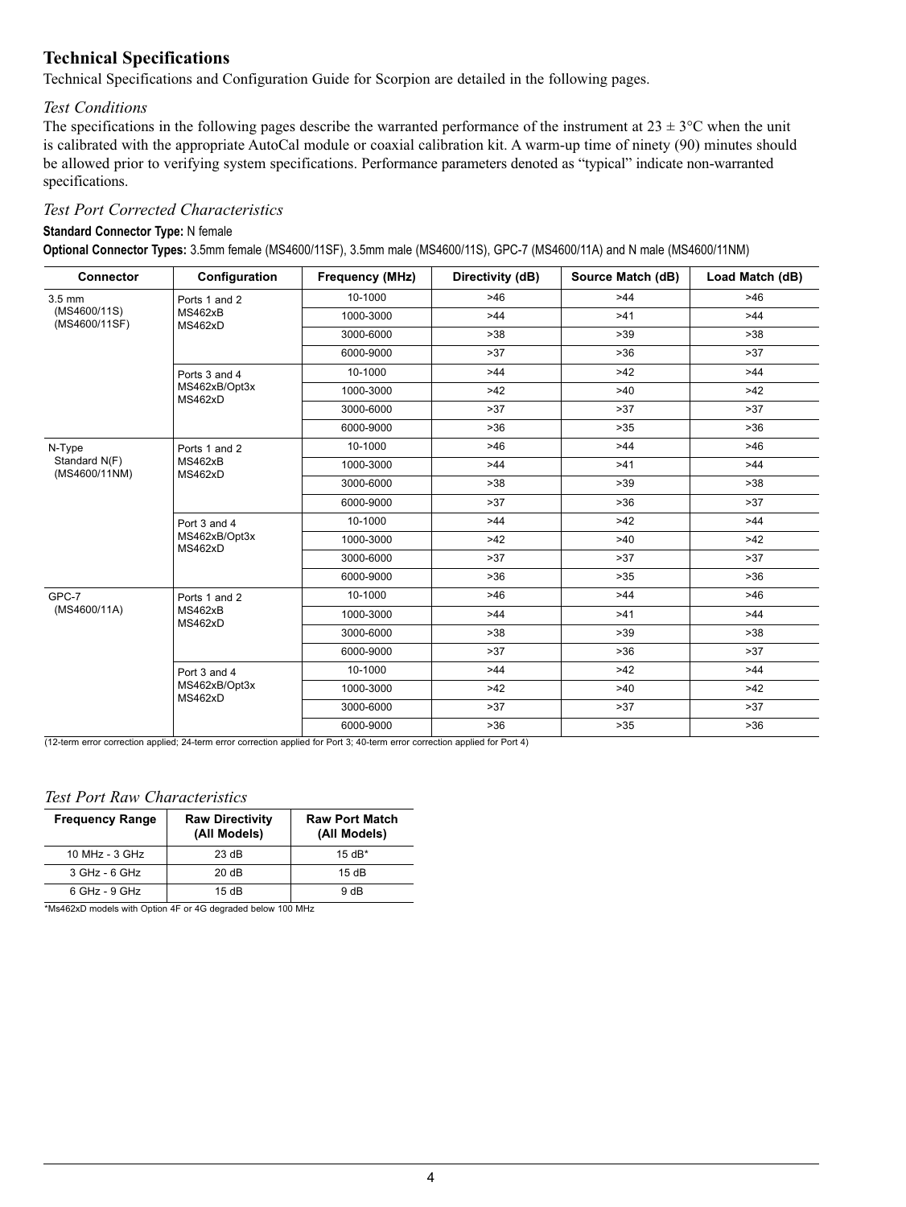## Technical Specifications

Technical Specifications and Configuration Guide for Scorpion are detailed in the following pages.

### *Test Conditions*

The specifications in the following pages describe the warranted performance of the instrument at 23 ± 3°C when the unit is calibrated with the appropriate AutoCal module or coaxial calibration kit. A warm-up time of ninety (90) minutes should be allowed prior to verifying system specifications. Performance parameters denoted as "typical" indicate non-warranted specifications.

### *Test Port Corrected Characteristics*

**Standard Connector Type:** N female

**Optional Connector Types:** 3.5mm female (MS4600/11SF), 3.5mm male (MS4600/11S), GPC-7 (MS4600/11A) and N male (MS4600/11NM)

| Connector | Configuration | Frequency (MHz) | Directivity (dB) | Source Match (dB) | Load Match (dB) |
|---|---|---|---|---|---|
| 3.5 mm (MS4600/11S) (MS4600/11SF) | Ports 1 and 2 MS462xB MS462xD | 10-1000 | >46 | >44 | >46 |
| | | 1000-3000 | >44 | >41 | >44 |
| | | 3000-6000 | >38 | >39 | >38 |
| | | 6000-9000 | >37 | >36 | >37 |
| | Ports 3 and 4 MS462xB/Opt3x MS462xD | 10-1000 | >44 | >42 | >44 |
| | | 1000-3000 | >42 | >40 | >42 |
| | | 3000-6000 | >37 | >37 | >37 |
| | | 6000-9000 | >36 | >35 | >36 |
| N-Type Standard N(F) (MS4600/11NM) | Ports 1 and 2 MS462xB MS462xD | 10-1000 | >46 | >44 | >46 |
| | | 1000-3000 | >44 | >41 | >44 |
| | | 3000-6000 | >38 | >39 | >38 |
| | | 6000-9000 | >37 | >36 | >37 |
| | Port 3 and 4 MS462xB/Opt3x MS462xD | 10-1000 | >44 | >42 | >44 |
| | | 1000-3000 | >42 | >40 | >42 |
| | | 3000-6000 | >37 | >37 | >37 |
| | | 6000-9000 | >36 | >35 | >36 |
| GPC-7 (MS4600/11A) | Ports 1 and 2 MS462xB MS462xD | 10-1000 | >46 | >44 | >46 |
| | | 1000-3000 | >44 | >41 | >44 |
| | | 3000-6000 | >38 | >39 | >38 |
| | | 6000-9000 | >37 | >36 | >37 |
| | Port 3 and 4 MS462xB/Opt3x MS462xD | 10-1000 | >44 | >42 | >44 |
| | | 1000-3000 | >42 | >40 | >42 |
| | | 3000-6000 | >37 | >37 | >37 |
| | | 6000-9000 | >36 | >35 | >36 |

(12-term error correction applied; 24-term error correction applied for Port 3; 40-term error correction applied for Port 4)

### *Test Port Raw Characteristics*

| Frequency Range | Raw Directivity (All Models) | Raw Port Match (All Models) |
|---|---|---|
| 10 MHz - 3 GHz | 23 dB | 15 dB* |
| 3 GHz - 6 GHz | 20 dB | 15 dB |
| 6 GHz - 9 GHz | 15 dB | 9 dB |

*Ms462xD models with Option 4F or 4G degraded below 100 MHz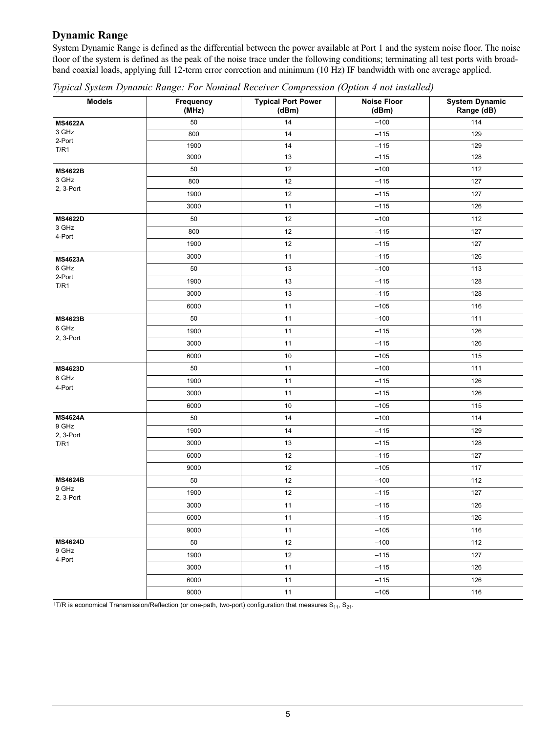## Dynamic Range

System Dynamic Range is defined as the differential between the power available at Port 1 and the system noise floor. The noise floor of the system is defined as the peak of the noise trace under the following conditions; terminating all test ports with broadband coaxial loads, applying full 12-term error correction and minimum (10 Hz) IF bandwidth with one average applied.

*Typical System Dynamic Range: For Nominal Receiver Compression (Option 4 not installed)*

| Models | Frequency (MHz) | Typical Port Power (dBm) | Noise Floor (dBm) | System Dynamic Range (dB) |
|---|---|---|---|---|
| **MS4622A** 3 GHz 2-Port T/R1 | 50 | 14 | –100 | 114 |
| | 800 | 14 | –115 | 129 |
| | 1900 | 14 | –115 | 129 |
| | 3000 | 13 | –115 | 128 |
| **MS4622B** 3 GHz 2, 3-Port | 50 | 12 | –100 | 112 |
| | 800 | 12 | –115 | 127 |
| | 1900 | 12 | –115 | 127 |
| | 3000 | 11 | –115 | 126 |
| **MS4622D** 3 GHz 4-Port | 50 | 12 | –100 | 112 |
| | 800 | 12 | –115 | 127 |
| | 1900 | 12 | –115 | 127 |
| | 3000 | 11 | –115 | 126 |
| **MS4623A** 6 GHz 2-Port T/R1 | 50 | 13 | –100 | 113 |
| | 1900 | 13 | –115 | 128 |
| | 3000 | 13 | –115 | 128 |
| | 6000 | 11 | –105 | 116 |
| **MS4623B** 6 GHz 2, 3-Port | 50 | 11 | –100 | 111 |
| | 1900 | 11 | –115 | 126 |
| | 3000 | 11 | –115 | 126 |
| | 6000 | 10 | –105 | 115 |
| **MS4623D** 6 GHz 4-Port | 50 | 11 | –100 | 111 |
| | 1900 | 11 | –115 | 126 |
| | 3000 | 11 | –115 | 126 |
| | 6000 | 10 | –105 | 115 |
| **MS4624A** 9 GHz 2, 3-Port T/R1 | 50 | 14 | –100 | 114 |
| | 1900 | 14 | –115 | 129 |
| | 3000 | 13 | –115 | 128 |
| | 6000 | 12 | –115 | 127 |
| | 9000 | 12 | –105 | 117 |
| **MS4624B** 9 GHz 2, 3-Port | 50 | 12 | –100 | 112 |
| | 1900 | 12 | –115 | 127 |
| | 3000 | 11 | –115 | 126 |
| | 6000 | 11 | –115 | 126 |
| | 9000 | 11 | –105 | 116 |
| **MS4624D** 9 GHz 4-Port | 50 | 12 | –100 | 112 |
| | 1900 | 12 | –115 | 127 |
| | 3000 | 11 | –115 | 126 |
| | 6000 | 11 | –115 | 126 |
| | 9000 | 11 | –105 | 116 |

[1]T/R is economical Transmission/Reflection (or one-path, two-port) configuration that measures $S_{11}$, $S_{21}$.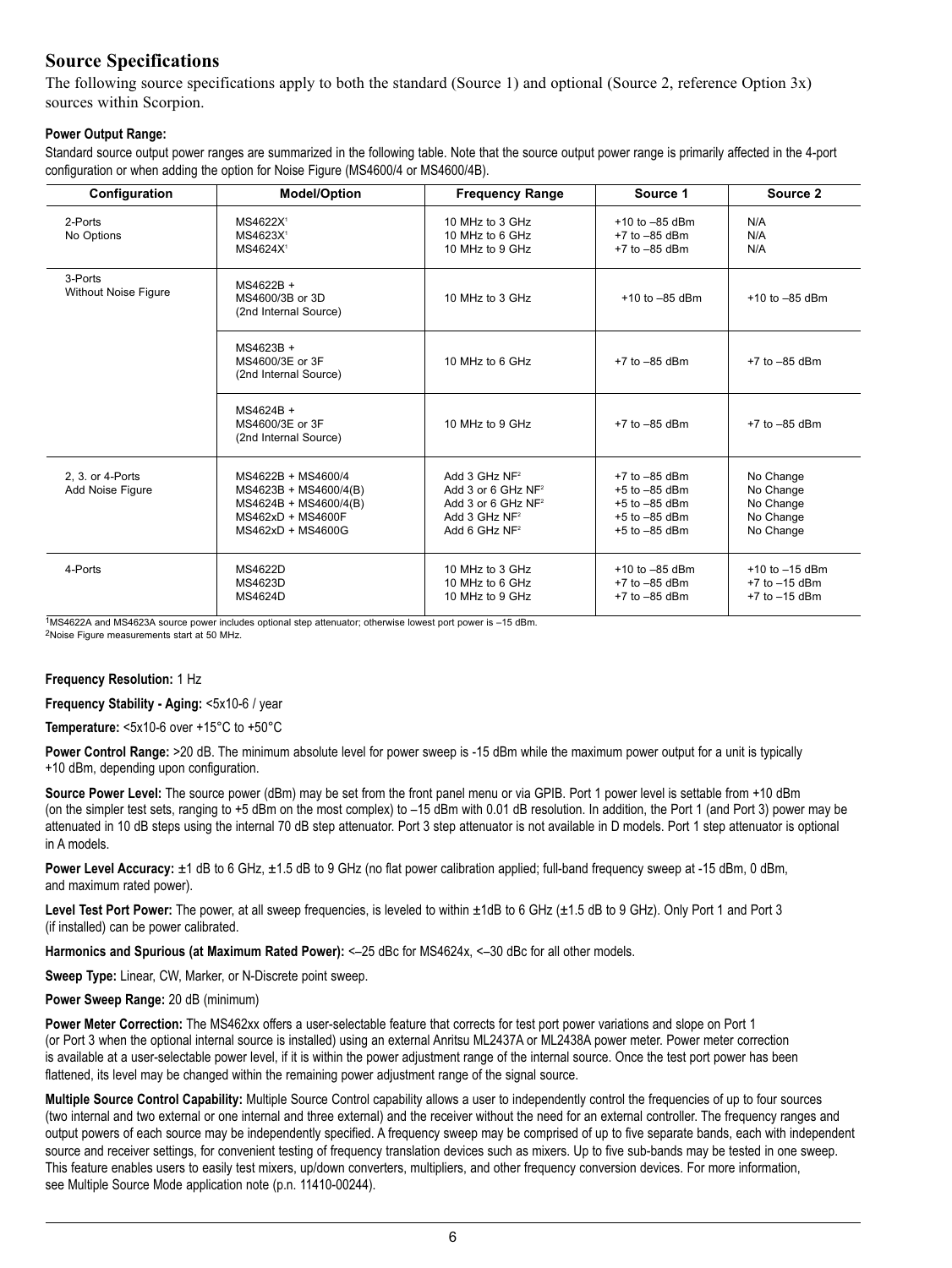## Source Specifications

The following source specifications apply to both the standard (Source 1) and optional (Source 2, reference Option 3x) sources within Scorpion.

**Power Output Range:**

Standard source output power ranges are summarized in the following table. Note that the source output power range is primarily affected in the 4-port configuration or when adding the option for Noise Figure (MS4600/4 or MS4600/4B).

| Configuration | Model/Option | Frequency Range | Source 1 | Source 2 |
|---|---|---|---|---|
| 2-Ports<br>No Options | MS4622X[1]<br>MS4623X[1]<br>MS4624X[1] | 10 MHz to 3 GHz<br>10 MHz to 6 GHz<br>10 MHz to 9 GHz | +10 to –85 dBm<br>+7 to –85 dBm<br>+7 to –85 dBm | N/A<br>N/A<br>N/A |
| 3-Ports<br>Without Noise Figure | MS4622B +<br>MS4600/3B or 3D<br>(2nd Internal Source) | 10 MHz to 3 GHz | +10 to –85 dBm | +10 to –85 dBm |
| | MS4623B +<br>MS4600/3E or 3F<br>(2nd Internal Source) | 10 MHz to 6 GHz | +7 to –85 dBm | +7 to –85 dBm |
| | MS4624B +<br>MS4600/3E or 3F<br>(2nd Internal Source) | 10 MHz to 9 GHz | +7 to –85 dBm | +7 to –85 dBm |
| 2, 3. or 4-Ports<br>Add Noise Figure | MS4622B + MS4600/4<br>MS4623B + MS4600/4(B)<br>MS4624B + MS4600/4(B)<br>MS462xD + MS4600F<br>MS462xD + MS4600G | Add 3 GHz NF[2]<br>Add 3 or 6 GHz NF[2]<br>Add 3 or 6 GHz NF[2]<br>Add 3 GHz NF[2]<br>Add 6 GHz NF[2] | +7 to –85 dBm<br>+5 to –85 dBm<br>+5 to –85 dBm<br>+5 to –85 dBm<br>+5 to –85 dBm | No Change<br>No Change<br>No Change<br>No Change<br>No Change |
| 4-Ports | MS4622D<br>MS4623D<br>MS4624D | 10 MHz to 3 GHz<br>10 MHz to 6 GHz<br>10 MHz to 9 GHz | +10 to –85 dBm<br>+7 to –85 dBm<br>+7 to –85 dBm | +10 to –15 dBm<br>+7 to –15 dBm<br>+7 to –15 dBm |

[1]MS4622A and MS4623A source power includes optional step attenuator; otherwise lowest port power is –15 dBm.
[2]Noise Figure measurements start at 50 MHz.

**Frequency Resolution:** 1 Hz

**Frequency Stability - Aging:** <5x10-6 / year

**Temperature:** <5x10-6 over +15°C to +50°C

**Power Control Range:** >20 dB. The minimum absolute level for power sweep is -15 dBm while the maximum power output for a unit is typically +10 dBm, depending upon configuration.

**Source Power Level:** The source power (dBm) may be set from the front panel menu or via GPIB. Port 1 power level is settable from +10 dBm (on the simpler test sets, ranging to +5 dBm on the most complex) to –15 dBm with 0.01 dB resolution. In addition, the Port 1 (and Port 3) power may be attenuated in 10 dB steps using the internal 70 dB step attenuator. Port 3 step attenuator is not available in D models. Port 1 step attenuator is optional in A models.

**Power Level Accuracy:** ±1 dB to 6 GHz, ±1.5 dB to 9 GHz (no flat power calibration applied; full-band frequency sweep at -15 dBm, 0 dBm, and maximum rated power).

**Level Test Port Power:** The power, at all sweep frequencies, is leveled to within ±1dB to 6 GHz (±1.5 dB to 9 GHz). Only Port 1 and Port 3 (if installed) can be power calibrated.

**Harmonics and Spurious (at Maximum Rated Power):** <–25 dBc for MS4624x, <–30 dBc for all other models.

**Sweep Type:** Linear, CW, Marker, or N-Discrete point sweep.

**Power Sweep Range:** 20 dB (minimum)

**Power Meter Correction:** The MS462xx offers a user-selectable feature that corrects for test port power variations and slope on Port 1 (or Port 3 when the optional internal source is installed) using an external Anritsu ML2437A or ML2438A power meter. Power meter correction is available at a user-selectable power level, if it is within the power adjustment range of the internal source. Once the test port power has been flattened, its level may be changed within the remaining power adjustment range of the signal source.

**Multiple Source Control Capability:** Multiple Source Control capability allows a user to independently control the frequencies of up to four sources (two internal and two external or one internal and three external) and the receiver without the need for an external controller. The frequency ranges and output powers of each source may be independently specified. A frequency sweep may be comprised of up to five separate bands, each with independent source and receiver settings, for convenient testing of frequency translation devices such as mixers. Up to five sub-bands may be tested in one sweep. This feature enables users to easily test mixers, up/down converters, multipliers, and other frequency conversion devices. For more information, see Multiple Source Mode application note (p.n. 11410-00244).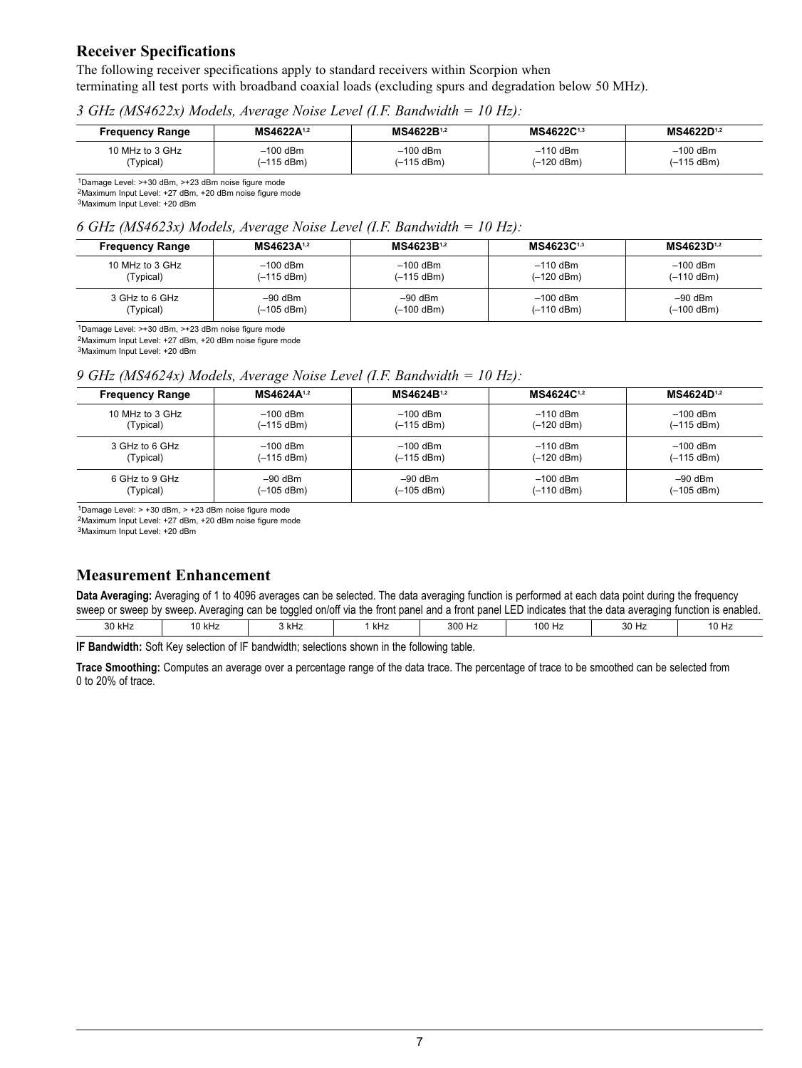## Receiver Specifications

The following receiver specifications apply to standard receivers within Scorpion when terminating all test ports with broadband coaxial loads (excluding spurs and degradation below 50 MHz).

*3 GHz (MS4622x) Models, Average Noise Level (I.F. Bandwidth = 10 Hz):*

| Frequency Range | MS4622A[1,2] | MS4622B[1,2] | MS4622C[1,3] | MS4622D[1,2] |
|---|---|---|---|---|
| 10 MHz to 3 GHz (Typical) | –100 dBm (–115 dBm) | –100 dBm (–115 dBm) | –110 dBm (–120 dBm) | –100 dBm (–115 dBm) |

[1]Damage Level: >+30 dBm, >+23 dBm noise figure mode
[2]Maximum Input Level: +27 dBm, +20 dBm noise figure mode
[3]Maximum Input Level: +20 dBm

*6 GHz (MS4623x) Models, Average Noise Level (I.F. Bandwidth = 10 Hz):*

| Frequency Range | MS4623A[1,2] | MS4623B[1,2] | MS4623C[1,3] | MS4623D[1,2] |
|---|---|---|---|---|
| 10 MHz to 3 GHz (Typical) | –100 dBm (–115 dBm) | –100 dBm (–115 dBm) | –110 dBm (–120 dBm) | –100 dBm (–110 dBm) |
| 3 GHz to 6 GHz (Typical) | –90 dBm (–105 dBm) | –90 dBm (–100 dBm) | –100 dBm (–110 dBm) | –90 dBm (–100 dBm) |

[1]Damage Level: >+30 dBm, >+23 dBm noise figure mode
[2]Maximum Input Level: +27 dBm, +20 dBm noise figure mode
[3]Maximum Input Level: +20 dBm

*9 GHz (MS4624x) Models, Average Noise Level (I.F. Bandwidth = 10 Hz):*

| Frequency Range | MS4624A[1,2] | MS4624B[1,2] | MS4624C[1,2] | MS4624D[1,2] |
|---|---|---|---|---|
| 10 MHz to 3 GHz (Typical) | –100 dBm (–115 dBm) | –100 dBm (–115 dBm) | –110 dBm (–120 dBm) | –100 dBm (–115 dBm) |
| 3 GHz to 6 GHz (Typical) | –100 dBm (–115 dBm) | –100 dBm (–115 dBm) | –110 dBm (–120 dBm) | –100 dBm (–115 dBm) |
| 6 GHz to 9 GHz (Typical) | –90 dBm (–105 dBm) | –90 dBm (–105 dBm) | –100 dBm (–110 dBm) | –90 dBm (–105 dBm) |

[1]Damage Level: > +30 dBm, > +23 dBm noise figure mode
[2]Maximum Input Level: +27 dBm, +20 dBm noise figure mode
[3]Maximum Input Level: +20 dBm

## Measurement Enhancement

**Data Averaging:** Averaging of 1 to 4096 averages can be selected. The data averaging function is performed at each data point during the frequency sweep or sweep by sweep. Averaging can be toggled on/off via the front panel and a front panel LED indicates that the data averaging function is enabled.

| 30 kHz | 10 kHz | 3 kHz | 1 kHz | 300 Hz | 100 Hz | 30 Hz | 10 Hz |
|---|---|---|---|---|---|---|---|

**IF Bandwidth:** Soft Key selection of IF bandwidth; selections shown in the following table.

**Trace Smoothing:** Computes an average over a percentage range of the data trace. The percentage of trace to be smoothed can be selected from 0 to 20% of trace.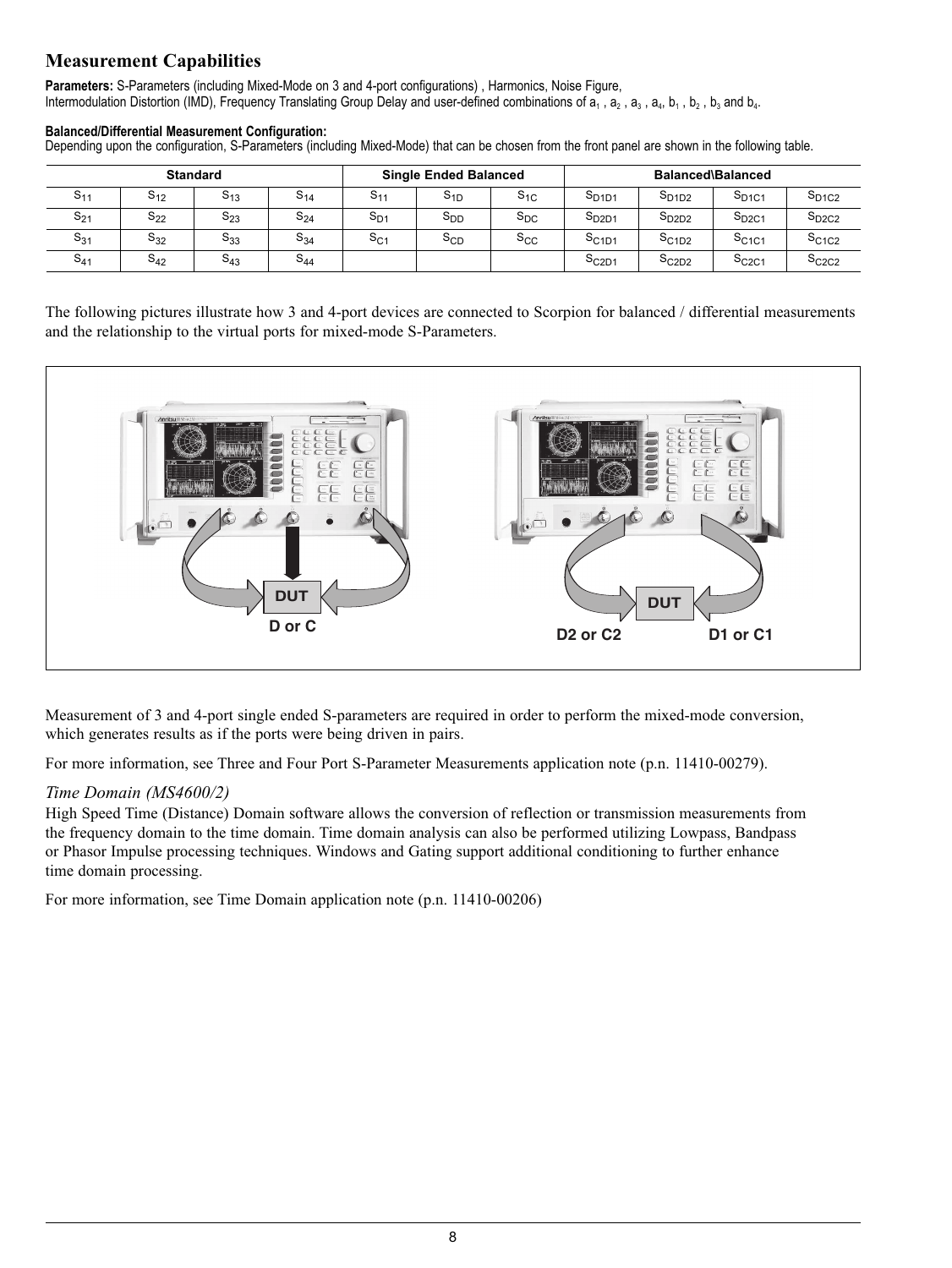## Measurement Capabilities

**Parameters:** S-Parameters (including Mixed-Mode on 3 and 4-port configurations) , Harmonics, Noise Figure, Intermodulation Distortion (IMD), Frequency Translating Group Delay and user-defined combinations of $a_1$ , $a_2$ , $a_3$ , $a_4$, $b_1$ , $b_2$ , $b_3$ and $b_4$.

**Balanced/Differential Measurement Configuration:**
Depending upon the configuration, S-Parameters (including Mixed-Mode) that can be chosen from the front panel are shown in the following table.

| Standard | | | | Single Ended Balanced | | | Balanced\Balanced | | | |
|---|---|---|---|---|---|---|---|---|---|---|
| $S_{11}$ | $S_{12}$ | $S_{13}$ | $S_{14}$ | $S_{11}$ | $S_{1D}$ | $S_{1C}$ | $S_{D1D1}$ | $S_{D1D2}$ | $S_{D1C1}$ | $S_{D1C2}$ |
| $S_{21}$ | $S_{22}$ | $S_{23}$ | $S_{24}$ | $S_{D1}$ | $S_{DD}$ | $S_{DC}$ | $S_{D2D1}$ | $S_{D2D2}$ | $S_{D2C1}$ | $S_{D2C2}$ |
| $S_{31}$ | $S_{32}$ | $S_{33}$ | $S_{34}$ | $S_{C1}$ | $S_{CD}$ | $S_{CC}$ | $S_{C1D1}$ | $S_{C1D2}$ | $S_{C1C1}$ | $S_{C1C2}$ |
| $S_{41}$ | $S_{42}$ | $S_{43}$ | $S_{44}$ | | | | $S_{C2D1}$ | $S_{C2D2}$ | $S_{C2C1}$ | $S_{C2C2}$ |

The following pictures illustrate how 3 and 4-port devices are connected to Scorpion for balanced / differential measurements and the relationship to the virtual ports for mixed-mode S-Parameters.

DUT
D or C

DUT
D2 or C2 D1 or C1

Measurement of 3 and 4-port single ended S-parameters are required in order to perform the mixed-mode conversion, which generates results as if the ports were being driven in pairs.

For more information, see Three and Four Port S-Parameter Measurements application note (p.n. 11410-00279).

### *Time Domain (MS4600/2)*

High Speed Time (Distance) Domain software allows the conversion of reflection or transmission measurements from the frequency domain to the time domain. Time domain analysis can also be performed utilizing Lowpass, Bandpass or Phasor Impulse processing techniques. Windows and Gating support additional conditioning to further enhance time domain processing.

For more information, see Time Domain application note (p.n. 11410-00206)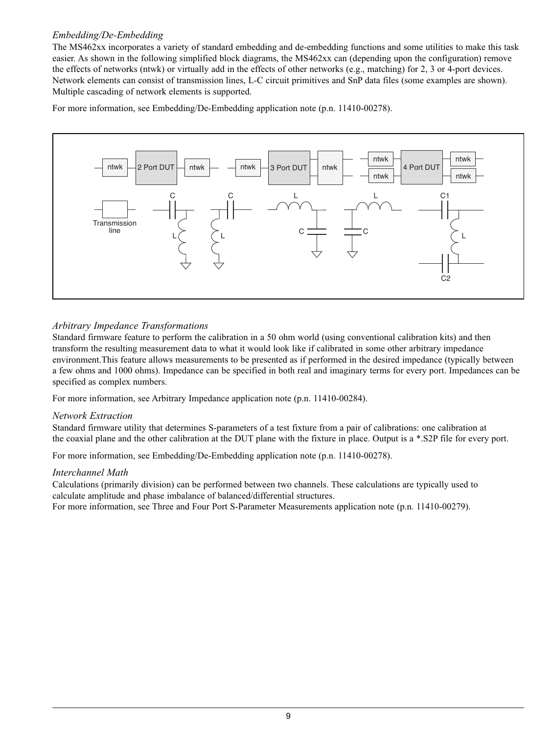### *Embedding/De-Embedding*

The MS462xx incorporates a variety of standard embedding and de-embedding functions and some utilities to make this task easier. As shown in the following simplified block diagrams, the MS462xx can (depending upon the configuration) remove the effects of networks (ntwk) or virtually add in the effects of other networks (e.g., matching) for 2, 3 or 4-port devices. Network elements can consist of transmission lines, L-C circuit primitives and SnP data files (some examples are shown). Multiple cascading of network elements is supported.

For more information, see Embedding/De-Embedding application note (p.n. 11410-00278).

### *Arbitrary Impedance Transformations*

Standard firmware feature to perform the calibration in a 50 ohm world (using conventional calibration kits) and then transform the resulting measurement data to what it would look like if calibrated in some other arbitrary impedance environment.This feature allows measurements to be presented as if performed in the desired impedance (typically between a few ohms and 1000 ohms). Impedance can be specified in both real and imaginary terms for every port. Impedances can be specified as complex numbers.

For more information, see Arbitrary Impedance application note (p.n. 11410-00284).

### *Network Extraction*

Standard firmware utility that determines S-parameters of a test fixture from a pair of calibrations: one calibration at the coaxial plane and the other calibration at the DUT plane with the fixture in place. Output is a *.S2P file for every port.

For more information, see Embedding/De-Embedding application note (p.n. 11410-00278).

### *Interchannel Math*

Calculations (primarily division) can be performed between two channels. These calculations are typically used to calculate amplitude and phase imbalance of balanced/differential structures.
For more information, see Three and Four Port S-Parameter Measurements application note (p.n. 11410-00279).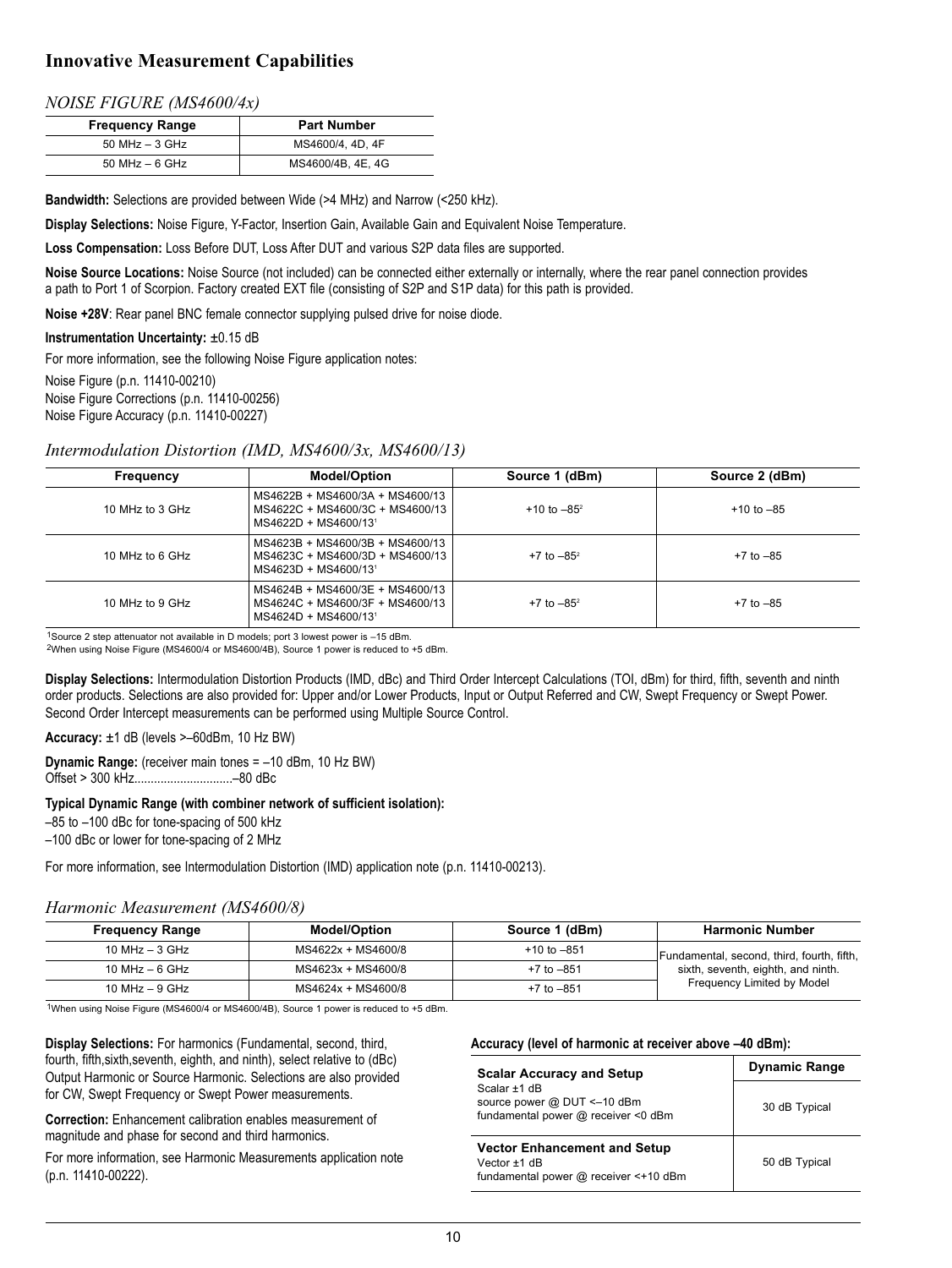## Innovative Measurement Capabilities

### *NOISE FIGURE (MS4600/4x)*

| Frequency Range | Part Number |
|---|---|
| 50 MHz – 3 GHz | MS4600/4, 4D, 4F |
| 50 MHz – 6 GHz | MS4600/4B, 4E, 4G |

**Bandwidth:** Selections are provided between Wide (>4 MHz) and Narrow (<250 kHz).

**Display Selections:** Noise Figure, Y-Factor, Insertion Gain, Available Gain and Equivalent Noise Temperature.

**Loss Compensation:** Loss Before DUT, Loss After DUT and various S2P data files are supported.

**Noise Source Locations:** Noise Source (not included) can be connected either externally or internally, where the rear panel connection provides a path to Port 1 of Scorpion. Factory created EXT file (consisting of S2P and S1P data) for this path is provided.

**Noise +28V**: Rear panel BNC female connector supplying pulsed drive for noise diode.

**Instrumentation Uncertainty:** ±0.15 dB

For more information, see the following Noise Figure application notes:

Noise Figure (p.n. 11410-00210)
Noise Figure Corrections (p.n. 11410-00256)
Noise Figure Accuracy (p.n. 11410-00227)

### *Intermodulation Distortion (IMD, MS4600/3x, MS4600/13)*

| Frequency | Model/Option | Source 1 (dBm) | Source 2 (dBm) |
|---|---|---|---|
| 10 MHz to 3 GHz | MS4622B + MS4600/3A + MS4600/13<br>MS4622C + MS4600/3C + MS4600/13<br>MS4622D + MS4600/13[1] | +10 to –85[2] | +10 to –85 |
| 10 MHz to 6 GHz | MS4623B + MS4600/3B + MS4600/13<br>MS4623C + MS4600/3D + MS4600/13<br>MS4623D + MS4600/13[1] | +7 to –85[2] | +7 to –85 |
| 10 MHz to 9 GHz | MS4624B + MS4600/3E + MS4600/13<br>MS4624C + MS4600/3F + MS4600/13<br>MS4624D + MS4600/13[1] | +7 to –85[2] | +7 to –85 |

[1]Source 2 step attenuator not available in D models; port 3 lowest power is –15 dBm.
[2]When using Noise Figure (MS4600/4 or MS4600/4B), Source 1 power is reduced to +5 dBm.

**Display Selections:** Intermodulation Distortion Products (IMD, dBc) and Third Order Intercept Calculations (TOI, dBm) for third, fifth, seventh and ninth order products. Selections are also provided for: Upper and/or Lower Products, Input or Output Referred and CW, Swept Frequency or Swept Power. Second Order Intercept measurements can be performed using Multiple Source Control.

**Accuracy:** ±1 dB (levels >–60dBm, 10 Hz BW)

**Dynamic Range:** (receiver main tones = –10 dBm, 10 Hz BW)
Offset > 300 kHz.............................–80 dBc

**Typical Dynamic Range (with combiner network of sufficient isolation):**

–85 to –100 dBc for tone-spacing of 500 kHz
–100 dBc or lower for tone-spacing of 2 MHz

For more information, see Intermodulation Distortion (IMD) application note (p.n. 11410-00213).

### *Harmonic Measurement (MS4600/8)*

| Frequency Range | Model/Option | Source 1 (dBm) | Harmonic Number |
|---|---|---|---|
| 10 MHz – 3 GHz | MS4622x + MS4600/8 | +10 to –85[1] | Fundamental, second, third, fourth, fifth, sixth, seventh, eighth, and ninth. Frequency Limited by Model |
| 10 MHz – 6 GHz | MS4623x + MS4600/8 | +7 to –85[1] | |
| 10 MHz – 9 GHz | MS4624x + MS4600/8 | +7 to –85[1] | |

[1]When using Noise Figure (MS4600/4 or MS4600/4B), Source 1 power is reduced to +5 dBm.

**Display Selections:** For harmonics (Fundamental, second, third, fourth, fifth,sixth,seventh, eighth, and ninth), select relative to (dBc) Output Harmonic or Source Harmonic. Selections are also provided for CW, Swept Frequency or Swept Power measurements.

**Correction:** Enhancement calibration enables measurement of magnitude and phase for second and third harmonics.

For more information, see Harmonic Measurements application note (p.n. 11410-00222).

**Accuracy (level of harmonic at receiver above –40 dBm):**

| | Dynamic Range |
|---|---|
| **Scalar Accuracy and Setup**<br>Scalar ±1 dB<br>source power @ DUT <–10 dBm<br>fundamental power @ receiver <0 dBm | 30 dB Typical |
| **Vector Enhancement and Setup**<br>Vector ±1 dB<br>fundamental power @ receiver <+10 dBm | 50 dB Typical |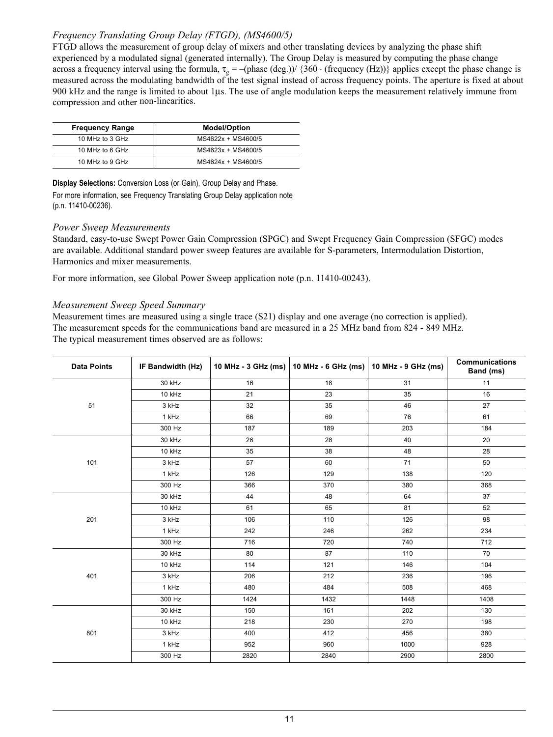### *Frequency Translating Group Delay (FTGD), (MS4600/5)*

FTGD allows the measurement of group delay of mixers and other translating devices by analyzing the phase shift experienced by a modulated signal (generated internally). The Group Delay is measured by computing the phase change across a frequency interval using the formula, $\tau_g = -(\text{phase (deg.)}) / \{360 \cdot (\text{frequency (Hz)})\}$ applies except the phase change is measured across the modulating bandwidth of the test signal instead of across frequency points. The aperture is fixed at about 900 kHz and the range is limited to about 1µs. The use of angle modulation keeps the measurement relatively immune from compression and other non-linearities.

| Frequency Range | Model/Option |
|---|---|
| 10 MHz to 3 GHz | MS4622x + MS4600/5 |
| 10 MHz to 6 GHz | MS4623x + MS4600/5 |
| 10 MHz to 9 GHz | MS4624x + MS4600/5 |

**Display Selections:** Conversion Loss (or Gain), Group Delay and Phase.

For more information, see Frequency Translating Group Delay application note (p.n. 11410-00236).

### *Power Sweep Measurements*

Standard, easy-to-use Swept Power Gain Compression (SPGC) and Swept Frequency Gain Compression (SFGC) modes are available. Additional standard power sweep features are available for S-parameters, Intermodulation Distortion, Harmonics and mixer measurements.

For more information, see Global Power Sweep application note (p.n. 11410-00243).

### *Measurement Sweep Speed Summary*

Measurement times are measured using a single trace (S21) display and one average (no correction is applied). The measurement speeds for the communications band are measured in a 25 MHz band from 824 - 849 MHz. The typical measurement times observed are as follows:

| Data Points | IF Bandwidth (Hz) | 10 MHz - 3 GHz (ms) | 10 MHz - 6 GHz (ms) | 10 MHz - 9 GHz (ms) | Communications Band (ms) |
|---|---|---|---|---|---|
| 51 | 30 kHz | 16 | 18 | 31 | 11 |
| | 10 kHz | 21 | 23 | 35 | 16 |
| | 3 kHz | 32 | 35 | 46 | 27 |
| | 1 kHz | 66 | 69 | 76 | 61 |
| | 300 Hz | 187 | 189 | 203 | 184 |
| 101 | 30 kHz | 26 | 28 | 40 | 20 |
| | 10 kHz | 35 | 38 | 48 | 28 |
| | 3 kHz | 57 | 60 | 71 | 50 |
| | 1 kHz | 126 | 129 | 138 | 120 |
| | 300 Hz | 366 | 370 | 380 | 368 |
| 201 | 30 kHz | 44 | 48 | 64 | 37 |
| | 10 kHz | 61 | 65 | 81 | 52 |
| | 3 kHz | 106 | 110 | 126 | 98 |
| | 1 kHz | 242 | 246 | 262 | 234 |
| | 300 Hz | 716 | 720 | 740 | 712 |
| 401 | 30 kHz | 80 | 87 | 110 | 70 |
| | 10 kHz | 114 | 121 | 146 | 104 |
| | 3 kHz | 206 | 212 | 236 | 196 |
| | 1 kHz | 480 | 484 | 508 | 468 |
| | 300 Hz | 1424 | 1432 | 1448 | 1408 |
| 801 | 30 kHz | 150 | 161 | 202 | 130 |
| | 10 kHz | 218 | 230 | 270 | 198 |
| | 3 kHz | 400 | 412 | 456 | 380 |
| | 1 kHz | 952 | 960 | 1000 | 928 |
| | 300 Hz | 2820 | 2840 | 2900 | 2800 |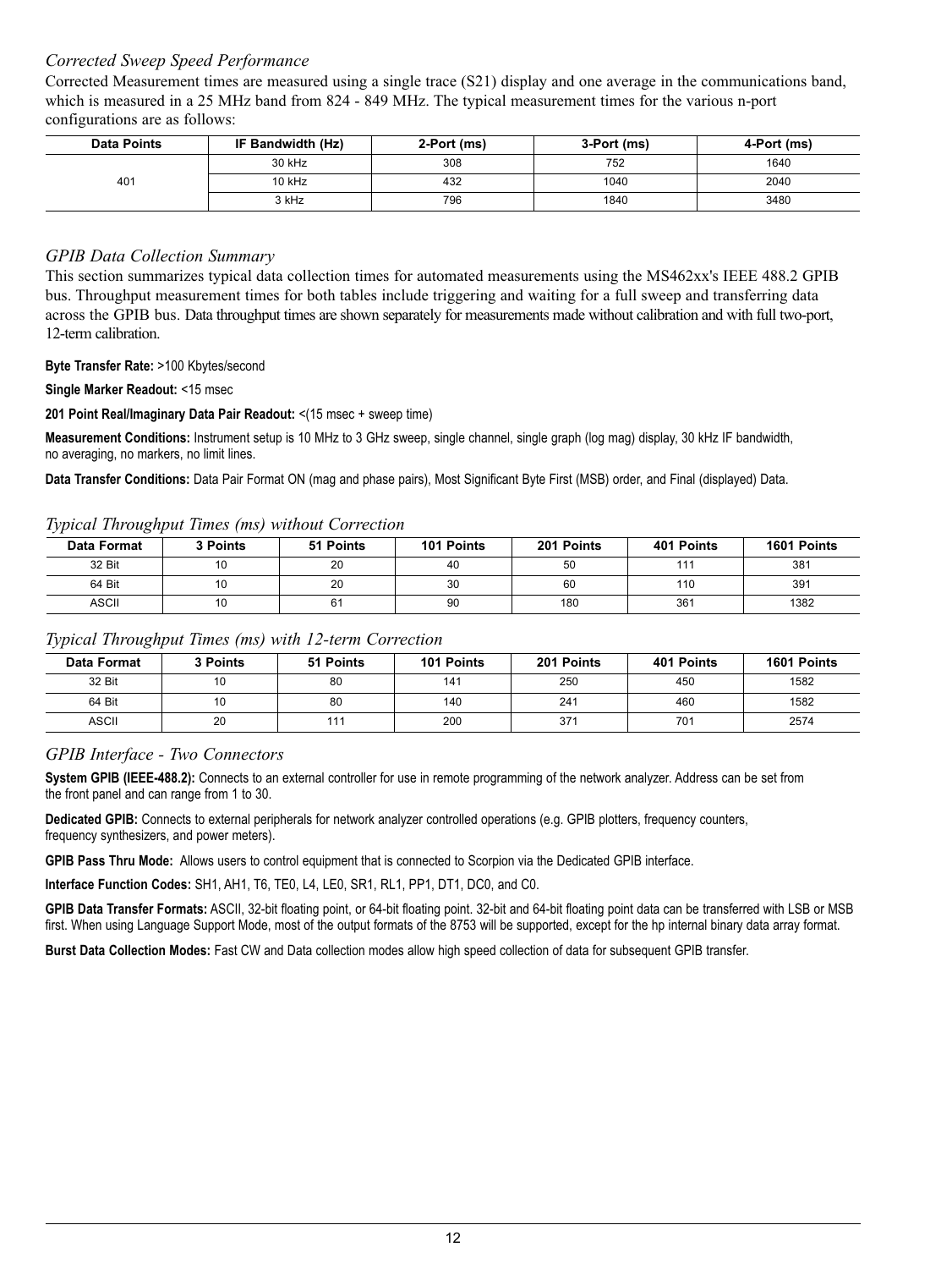### *Corrected Sweep Speed Performance*

Corrected Measurement times are measured using a single trace (S21) display and one average in the communications band, which is measured in a 25 MHz band from 824 - 849 MHz. The typical measurement times for the various n-port configurations are as follows:

| Data Points | IF Bandwidth (Hz) | 2-Port (ms) | 3-Port (ms) | 4-Port (ms) |
|---|---|---|---|---|
| 401 | 30 kHz | 308 | 752 | 1640 |
| | 10 kHz | 432 | 1040 | 2040 |
| | 3 kHz | 796 | 1840 | 3480 |

### *GPIB Data Collection Summary*

This section summarizes typical data collection times for automated measurements using the MS462xx's IEEE 488.2 GPIB bus. Throughput measurement times for both tables include triggering and waiting for a full sweep and transferring data across the GPIB bus. Data throughput times are shown separately for measurements made without calibration and with full two-port, 12-term calibration.

**Byte Transfer Rate:** >100 Kbytes/second

**Single Marker Readout:** <15 msec

**201 Point Real/Imaginary Data Pair Readout:** <(15 msec + sweep time)

**Measurement Conditions:** Instrument setup is 10 MHz to 3 GHz sweep, single channel, single graph (log mag) display, 30 kHz IF bandwidth, no averaging, no markers, no limit lines.

**Data Transfer Conditions:** Data Pair Format ON (mag and phase pairs), Most Significant Byte First (MSB) order, and Final (displayed) Data.

### *Typical Throughput Times (ms) without Correction*

| Data Format | 3 Points | 51 Points | 101 Points | 201 Points | 401 Points | 1601 Points |
|---|---|---|---|---|---|---|
| 32 Bit | 10 | 20 | 40 | 50 | 111 | 381 |
| 64 Bit | 10 | 20 | 30 | 60 | 110 | 391 |
| ASCII | 10 | 61 | 90 | 180 | 361 | 1382 |

### *Typical Throughput Times (ms) with 12-term Correction*

| Data Format | 3 Points | 51 Points | 101 Points | 201 Points | 401 Points | 1601 Points |
|---|---|---|---|---|---|---|
| 32 Bit | 10 | 80 | 141 | 250 | 450 | 1582 |
| 64 Bit | 10 | 80 | 140 | 241 | 460 | 1582 |
| ASCII | 20 | 111 | 200 | 371 | 701 | 2574 |

### *GPIB Interface - Two Connectors*

**System GPIB (IEEE-488.2):** Connects to an external controller for use in remote programming of the network analyzer. Address can be set from the front panel and can range from 1 to 30.

**Dedicated GPIB:** Connects to external peripherals for network analyzer controlled operations (e.g. GPIB plotters, frequency counters, frequency synthesizers, and power meters).

**GPIB Pass Thru Mode:** Allows users to control equipment that is connected to Scorpion via the Dedicated GPIB interface.

**Interface Function Codes:** SH1, AH1, T6, TE0, L4, LE0, SR1, RL1, PP1, DT1, DC0, and C0.

**GPIB Data Transfer Formats:** ASCII, 32-bit floating point, or 64-bit floating point. 32-bit and 64-bit floating point data can be transferred with LSB or MSB first. When using Language Support Mode, most of the output formats of the 8753 will be supported, except for the hp internal binary data array format.

**Burst Data Collection Modes:** Fast CW and Data collection modes allow high speed collection of data for subsequent GPIB transfer.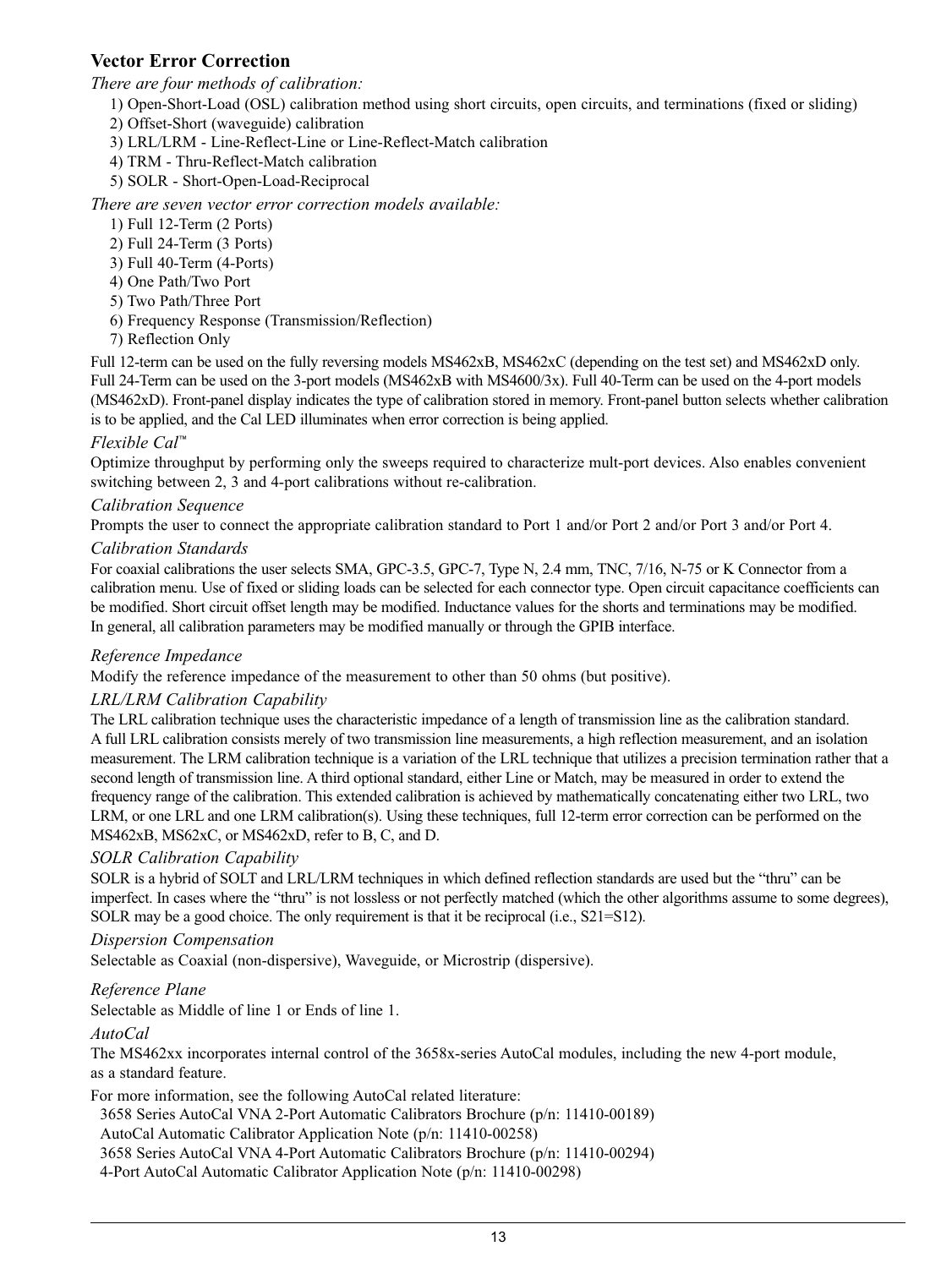## Vector Error Correction

*There are four methods of calibration:*

1) Open-Short-Load (OSL) calibration method using short circuits, open circuits, and terminations (fixed or sliding)
2) Offset-Short (waveguide) calibration
3) LRL/LRM - Line-Reflect-Line or Line-Reflect-Match calibration
4) TRM - Thru-Reflect-Match calibration
5) SOLR - Short-Open-Load-Reciprocal

*There are seven vector error correction models available:*

1) Full 12-Term (2 Ports)
2) Full 24-Term (3 Ports)
3) Full 40-Term (4-Ports)
4) One Path/Two Port
5) Two Path/Three Port
6) Frequency Response (Transmission/Reflection)
7) Reflection Only

Full 12-term can be used on the fully reversing models MS462xB, MS462xC (depending on the test set) and MS462xD only. Full 24-Term can be used on the 3-port models (MS462xB with MS4600/3x). Full 40-Term can be used on the 4-port models (MS462xD). Front-panel display indicates the type of calibration stored in memory. Front-panel button selects whether calibration is to be applied, and the Cal LED illuminates when error correction is being applied.

*Flexible Cal™*

Optimize throughput by performing only the sweeps required to characterize mult-port devices. Also enables convenient switching between 2, 3 and 4-port calibrations without re-calibration.

*Calibration Sequence*

Prompts the user to connect the appropriate calibration standard to Port 1 and/or Port 2 and/or Port 3 and/or Port 4.

*Calibration Standards*

For coaxial calibrations the user selects SMA, GPC-3.5, GPC-7, Type N, 2.4 mm, TNC, 7/16, N-75 or K Connector from a calibration menu. Use of fixed or sliding loads can be selected for each connector type. Open circuit capacitance coefficients can be modified. Short circuit offset length may be modified. Inductance values for the shorts and terminations may be modified. In general, all calibration parameters may be modified manually or through the GPIB interface.

*Reference Impedance*

Modify the reference impedance of the measurement to other than 50 ohms (but positive).

*LRL/LRM Calibration Capability*

The LRL calibration technique uses the characteristic impedance of a length of transmission line as the calibration standard. A full LRL calibration consists merely of two transmission line measurements, a high reflection measurement, and an isolation measurement. The LRM calibration technique is a variation of the LRL technique that utilizes a precision termination rather that a second length of transmission line. A third optional standard, either Line or Match, may be measured in order to extend the frequency range of the calibration. This extended calibration is achieved by mathematically concatenating either two LRL, two LRM, or one LRL and one LRM calibration(s). Using these techniques, full 12-term error correction can be performed on the MS462xB, MS62xC, or MS462xD, refer to B, C, and D.

*SOLR Calibration Capability*

SOLR is a hybrid of SOLT and LRL/LRM techniques in which defined reflection standards are used but the "thru" can be imperfect. In cases where the "thru" is not lossless or not perfectly matched (which the other algorithms assume to some degrees), SOLR may be a good choice. The only requirement is that it be reciprocal (i.e., S21=S12).

*Dispersion Compensation*

Selectable as Coaxial (non-dispersive), Waveguide, or Microstrip (dispersive).

*Reference Plane*

Selectable as Middle of line 1 or Ends of line 1.

*AutoCal*

The MS462xx incorporates internal control of the 3658x-series AutoCal modules, including the new 4-port module, as a standard feature.

For more information, see the following AutoCal related literature:

3658 Series AutoCal VNA 2-Port Automatic Calibrators Brochure (p/n: 11410-00189)
AutoCal Automatic Calibrator Application Note (p/n: 11410-00258)
3658 Series AutoCal VNA 4-Port Automatic Calibrators Brochure (p/n: 11410-00294)
4-Port AutoCal Automatic Calibrator Application Note (p/n: 11410-00298)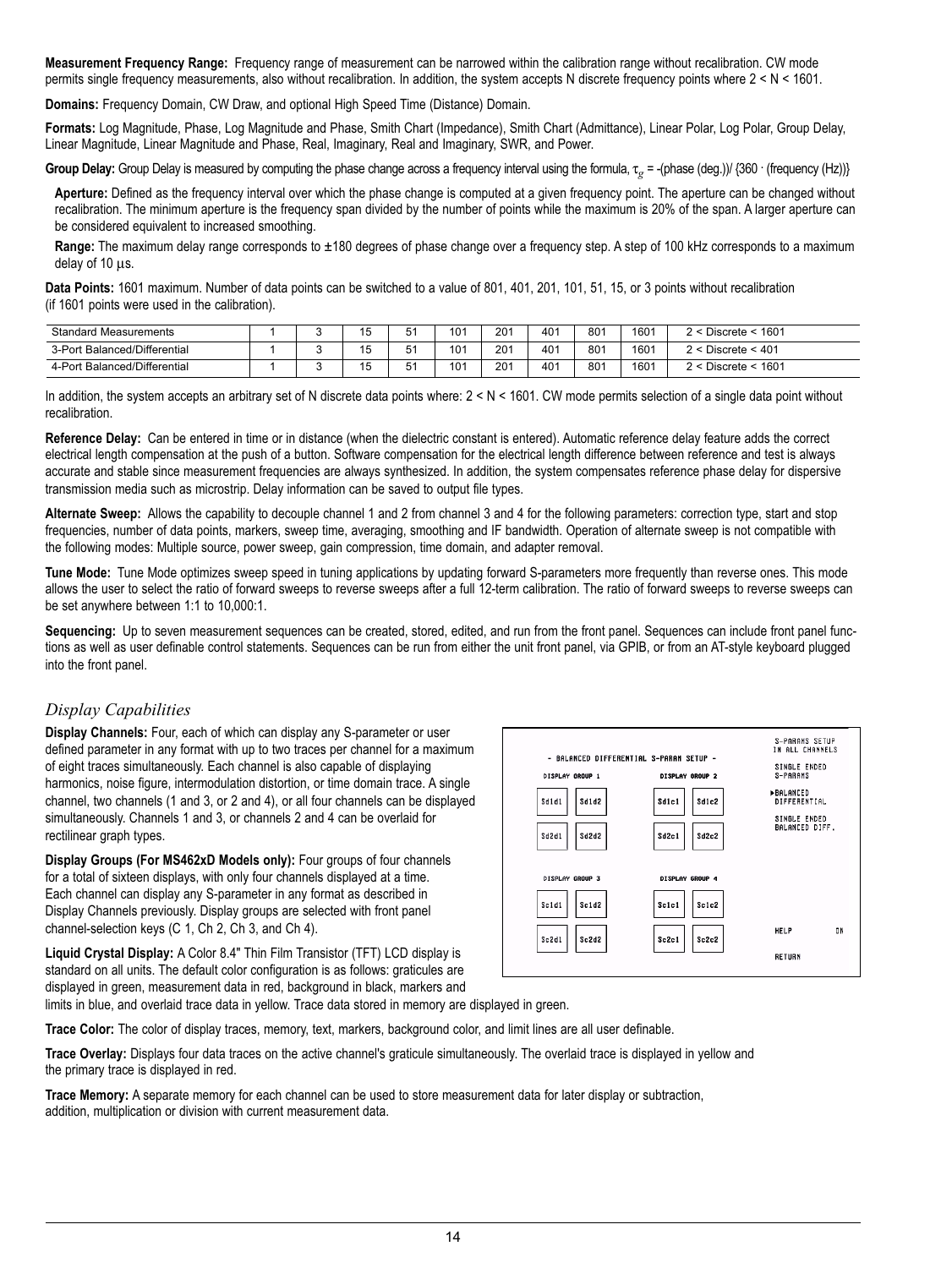**Measurement Frequency Range:** Frequency range of measurement can be narrowed within the calibration range without recalibration. CW mode permits single frequency measurements, also without recalibration. In addition, the system accepts N discrete frequency points where 2 < N < 1601.

**Domains:** Frequency Domain, CW Draw, and optional High Speed Time (Distance) Domain.

**Formats:** Log Magnitude, Phase, Log Magnitude and Phase, Smith Chart (Impedance), Smith Chart (Admittance), Linear Polar, Log Polar, Group Delay, Linear Magnitude, Linear Magnitude and Phase, Real, Imaginary, Real and Imaginary, SWR, and Power.

**Group Delay:** Group Delay is measured by computing the phase change across a frequency interval using the formula, $\tau_g$ = -(phase (deg.))/ {360 · (frequency (Hz))}

**Aperture:** Defined as the frequency interval over which the phase change is computed at a given frequency point. The aperture can be changed without recalibration. The minimum aperture is the frequency span divided by the number of points while the maximum is 20% of the span. A larger aperture can be considered equivalent to increased smoothing.

**Range:** The maximum delay range corresponds to ±180 degrees of phase change over a frequency step. A step of 100 kHz corresponds to a maximum delay of 10 µs.

**Data Points:** 1601 maximum. Number of data points can be switched to a value of 801, 401, 201, 101, 51, 15, or 3 points without recalibration (if 1601 points were used in the calibration).

| Standard Measurements | 1 | 3 | 15 | 51 | 101 | 201 | 401 | 801 | 1601 | 2 < Discrete < 1601 |
|---|---|---|---|---|---|---|---|---|---|---|
| 3-Port Balanced/Differential | 1 | 3 | 15 | 51 | 101 | 201 | 401 | 801 | 1601 | 2 < Discrete < 401 |
| 4-Port Balanced/Differential | 1 | 3 | 15 | 51 | 101 | 201 | 401 | 801 | 1601 | 2 < Discrete < 1601 |

In addition, the system accepts an arbitrary set of N discrete data points where: 2 < N < 1601. CW mode permits selection of a single data point without recalibration.

**Reference Delay:** Can be entered in time or in distance (when the dielectric constant is entered). Automatic reference delay feature adds the correct electrical length compensation at the push of a button. Software compensation for the electrical length difference between reference and test is always accurate and stable since measurement frequencies are always synthesized. In addition, the system compensates reference phase delay for dispersive transmission media such as microstrip. Delay information can be saved to output file types.

**Alternate Sweep:** Allows the capability to decouple channel 1 and 2 from channel 3 and 4 for the following parameters: correction type, start and stop frequencies, number of data points, markers, sweep time, averaging, smoothing and IF bandwidth. Operation of alternate sweep is not compatible with the following modes: Multiple source, power sweep, gain compression, time domain, and adapter removal.

**Tune Mode:** Tune Mode optimizes sweep speed in tuning applications by updating forward S-parameters more frequently than reverse ones. This mode allows the user to select the ratio of forward sweeps to reverse sweeps after a full 12-term calibration. The ratio of forward sweeps to reverse sweeps can be set anywhere between 1:1 to 10,000:1.

**Sequencing:** Up to seven measurement sequences can be created, stored, edited, and run from the front panel. Sequences can include front panel functions as well as user definable control statements. Sequences can be run from either the unit front panel, via GPIB, or from an AT-style keyboard plugged into the front panel.

## *Display Capabilities*

**Display Channels:** Four, each of which can display any S-parameter or user defined parameter in any format with up to two traces per channel for a maximum of eight traces simultaneously. Each channel is also capable of displaying harmonics, noise figure, intermodulation distortion, or time domain trace. A single channel, two channels (1 and 3, or 2 and 4), or all four channels can be displayed simultaneously. Channels 1 and 3, or channels 2 and 4 can be overlaid for rectilinear graph types.

**Display Groups (For MS462xD Models only):** Four groups of four channels for a total of sixteen displays, with only four channels displayed at a time. Each channel can display any S-parameter in any format as described in Display Channels previously. Display groups are selected with front panel channel-selection keys (C 1, Ch 2, Ch 3, and Ch 4).

**Liquid Crystal Display:** A Color 8.4" Thin Film Transistor (TFT) LCD display is standard on all units. The default color configuration is as follows: graticules are displayed in green, measurement data in red, background in black, markers and limits in blue, and overlaid trace data in yellow. Trace data stored in memory are displayed in green.

**Trace Color:** The color of display traces, memory, text, markers, background color, and limit lines are all user definable.

**Trace Overlay:** Displays four data traces on the active channel's graticule simultaneously. The overlaid trace is displayed in yellow and the primary trace is displayed in red.

**Trace Memory:** A separate memory for each channel can be used to store measurement data for later display or subtraction, addition, multiplication or division with current measurement data.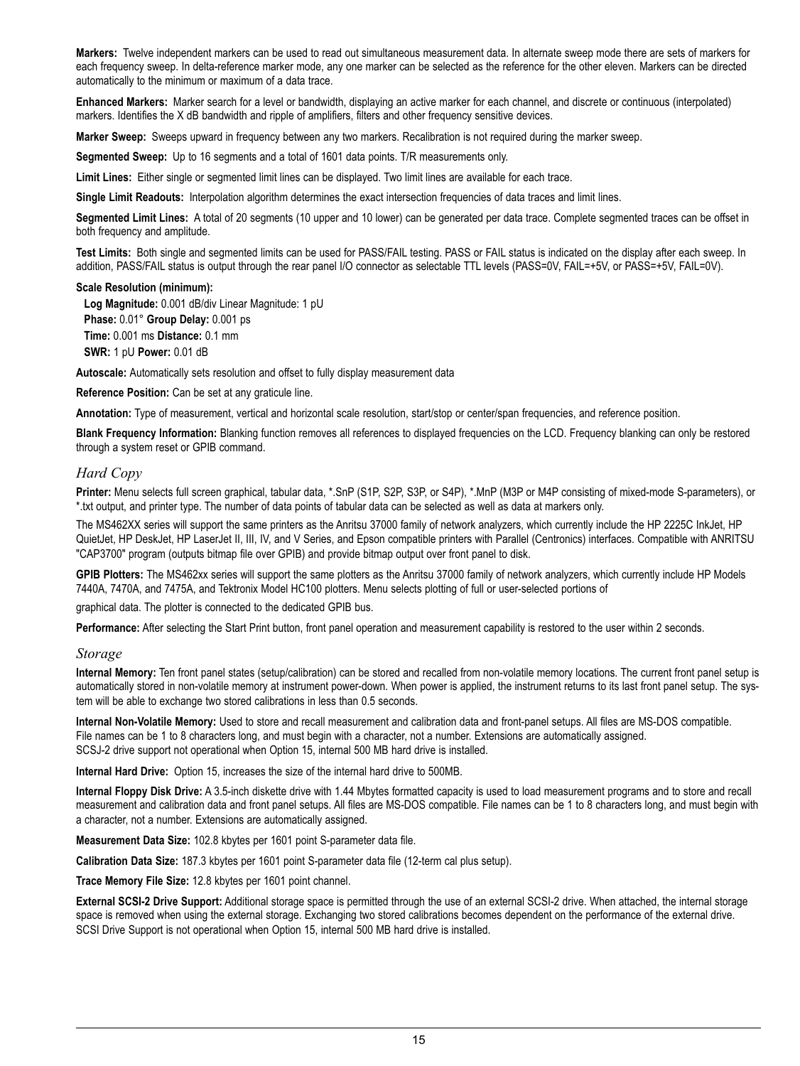**Markers:** Twelve independent markers can be used to read out simultaneous measurement data. In alternate sweep mode there are sets of markers for each frequency sweep. In delta-reference marker mode, any one marker can be selected as the reference for the other eleven. Markers can be directed automatically to the minimum or maximum of a data trace.

**Enhanced Markers:** Marker search for a level or bandwidth, displaying an active marker for each channel, and discrete or continuous (interpolated) markers. Identifies the X dB bandwidth and ripple of amplifiers, filters and other frequency sensitive devices.

**Marker Sweep:** Sweeps upward in frequency between any two markers. Recalibration is not required during the marker sweep.

**Segmented Sweep:** Up to 16 segments and a total of 1601 data points. T/R measurements only.

**Limit Lines:** Either single or segmented limit lines can be displayed. Two limit lines are available for each trace.

**Single Limit Readouts:** Interpolation algorithm determines the exact intersection frequencies of data traces and limit lines.

**Segmented Limit Lines:** A total of 20 segments (10 upper and 10 lower) can be generated per data trace. Complete segmented traces can be offset in both frequency and amplitude.

**Test Limits:** Both single and segmented limits can be used for PASS/FAIL testing. PASS or FAIL status is indicated on the display after each sweep. In addition, PASS/FAIL status is output through the rear panel I/O connector as selectable TTL levels (PASS=0V, FAIL=+5V, or PASS=+5V, FAIL=0V).

**Scale Resolution (minimum):**

**Log Magnitude:** 0.001 dB/div Linear Magnitude: 1 pU
**Phase:** 0.01° **Group Delay:** 0.001 ps
**Time:** 0.001 ms **Distance:** 0.1 mm
**SWR:** 1 pU **Power:** 0.01 dB

**Autoscale:** Automatically sets resolution and offset to fully display measurement data

**Reference Position:** Can be set at any graticule line.

**Annotation:** Type of measurement, vertical and horizontal scale resolution, start/stop or center/span frequencies, and reference position.

**Blank Frequency Information:** Blanking function removes all references to displayed frequencies on the LCD. Frequency blanking can only be restored through a system reset or GPIB command.

## *Hard Copy*

**Printer:** Menu selects full screen graphical, tabular data, *.SnP (S1P, S2P, S3P, or S4P), *.MnP (M3P or M4P consisting of mixed-mode S-parameters), or *.txt output, and printer type. The number of data points of tabular data can be selected as well as data at markers only.

The MS462XX series will support the same printers as the Anritsu 37000 family of network analyzers, which currently include the HP 2225C InkJet, HP QuietJet, HP DeskJet, HP LaserJet II, III, IV, and V Series, and Epson compatible printers with Parallel (Centronics) interfaces. Compatible with ANRITSU "CAP3700" program (outputs bitmap file over GPIB) and provide bitmap output over front panel to disk.

**GPIB Plotters:** The MS462xx series will support the same plotters as the Anritsu 37000 family of network analyzers, which currently include HP Models 7440A, 7470A, and 7475A, and Tektronix Model HC100 plotters. Menu selects plotting of full or user-selected portions of

graphical data. The plotter is connected to the dedicated GPIB bus.

**Performance:** After selecting the Start Print button, front panel operation and measurement capability is restored to the user within 2 seconds.

## *Storage*

**Internal Memory:** Ten front panel states (setup/calibration) can be stored and recalled from non-volatile memory locations. The current front panel setup is automatically stored in non-volatile memory at instrument power-down. When power is applied, the instrument returns to its last front panel setup. The system will be able to exchange two stored calibrations in less than 0.5 seconds.

**Internal Non-Volatile Memory:** Used to store and recall measurement and calibration data and front-panel setups. All files are MS-DOS compatible. File names can be 1 to 8 characters long, and must begin with a character, not a number. Extensions are automatically assigned.
SCSJ-2 drive support not operational when Option 15, internal 500 MB hard drive is installed.

**Internal Hard Drive:** Option 15, increases the size of the internal hard drive to 500MB.

**Internal Floppy Disk Drive:** A 3.5-inch diskette drive with 1.44 Mbytes formatted capacity is used to load measurement programs and to store and recall measurement and calibration data and front panel setups. All files are MS-DOS compatible. File names can be 1 to 8 characters long, and must begin with a character, not a number. Extensions are automatically assigned.

**Measurement Data Size:** 102.8 kbytes per 1601 point S-parameter data file.

**Calibration Data Size:** 187.3 kbytes per 1601 point S-parameter data file (12-term cal plus setup).

**Trace Memory File Size:** 12.8 kbytes per 1601 point channel.

**External SCSI-2 Drive Support:** Additional storage space is permitted through the use of an external SCSI-2 drive. When attached, the internal storage space is removed when using the external storage. Exchanging two stored calibrations becomes dependent on the performance of the external drive.
SCSI Drive Support is not operational when Option 15, internal 500 MB hard drive is installed.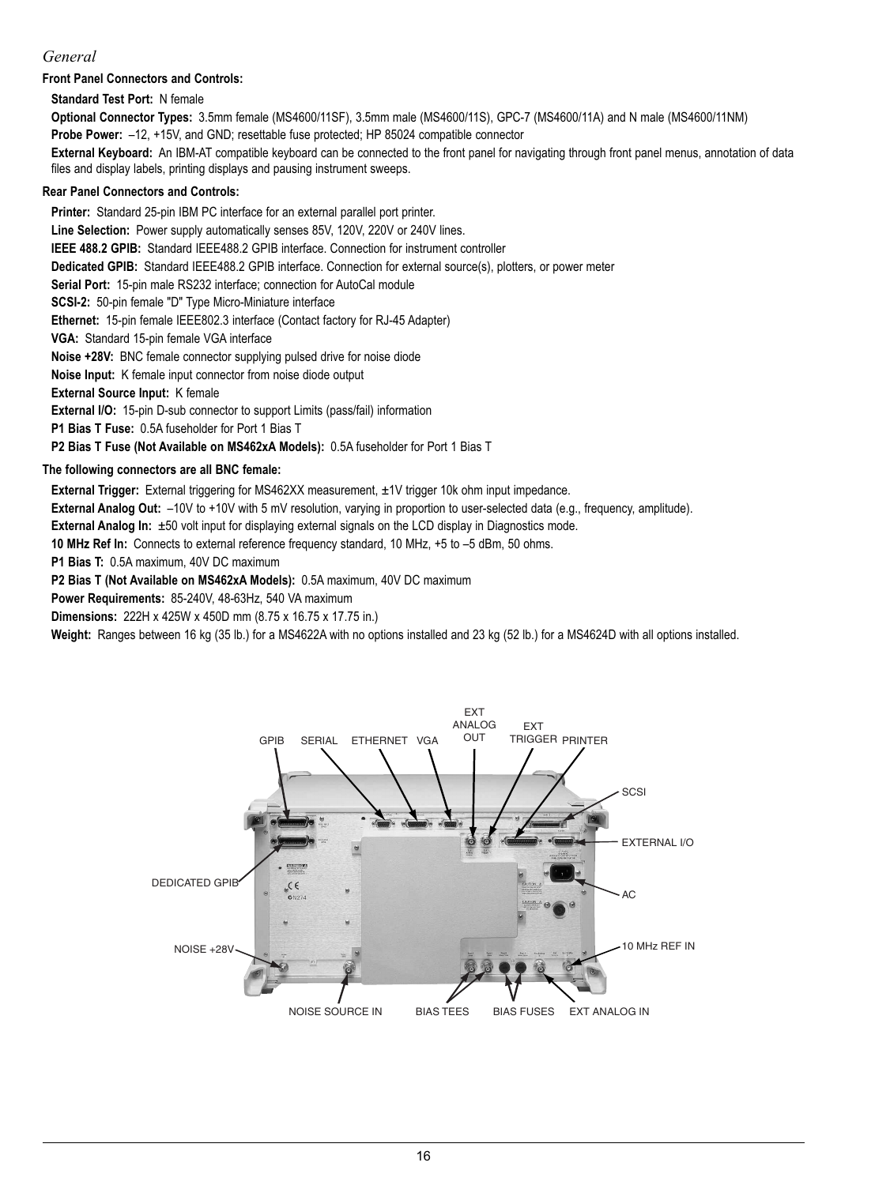## *General*

**Front Panel Connectors and Controls:**

**Standard Test Port:** N female

**Optional Connector Types:** 3.5mm female (MS4600/11SF), 3.5mm male (MS4600/11S), GPC-7 (MS4600/11A) and N male (MS4600/11NM)

**Probe Power:** –12, +15V, and GND; resettable fuse protected; HP 85024 compatible connector

**External Keyboard:** An IBM-AT compatible keyboard can be connected to the front panel for navigating through front panel menus, annotation of data files and display labels, printing displays and pausing instrument sweeps.

**Rear Panel Connectors and Controls:**

**Printer:** Standard 25-pin IBM PC interface for an external parallel port printer.

**Line Selection:** Power supply automatically senses 85V, 120V, 220V or 240V lines.

**IEEE 488.2 GPIB:** Standard IEEE488.2 GPIB interface. Connection for instrument controller

**Dedicated GPIB:** Standard IEEE488.2 GPIB interface. Connection for external source(s), plotters, or power meter

**Serial Port:** 15-pin male RS232 interface; connection for AutoCal module

**SCSI-2:** 50-pin female "D" Type Micro-Miniature interface

**Ethernet:** 15-pin female IEEE802.3 interface (Contact factory for RJ-45 Adapter)

**VGA:** Standard 15-pin female VGA interface

**Noise +28V:** BNC female connector supplying pulsed drive for noise diode

**Noise Input:** K female input connector from noise diode output

**External Source Input:** K female

**External I/O:** 15-pin D-sub connector to support Limits (pass/fail) information

**P1 Bias T Fuse:** 0.5A fuseholder for Port 1 Bias T

**P2 Bias T Fuse (Not Available on MS462xA Models):** 0.5A fuseholder for Port 1 Bias T

**The following connectors are all BNC female:**

**External Trigger:** External triggering for MS462XX measurement, ±1V trigger 10k ohm input impedance.

**External Analog Out:** –10V to +10V with 5 mV resolution, varying in proportion to user-selected data (e.g., frequency, amplitude).

**External Analog In:** ±50 volt input for displaying external signals on the LCD display in Diagnostics mode.

**10 MHz Ref In:** Connects to external reference frequency standard, 10 MHz, +5 to –5 dBm, 50 ohms.

**P1 Bias T:** 0.5A maximum, 40V DC maximum

**P2 Bias T (Not Available on MS462xA Models):** 0.5A maximum, 40V DC maximum

**Power Requirements:** 85-240V, 48-63Hz, 540 VA maximum

**Dimensions:** 222H x 425W x 450D mm (8.75 x 16.75 x 17.75 in.)

**Weight:** Ranges between 16 kg (35 lb.) for a MS4622A with no options installed and 23 kg (52 lb.) for a MS4624D with all options installed.

GPIB SERIAL ETHERNET VGA EXT ANALOG OUT EXT TRIGGER PRINTER SCSI EXTERNAL I/O AC 10 MHz REF IN DEDICATED GPIB NOISE +28V NOISE SOURCE IN BIAS TEES BIAS FUSES EXT ANALOG IN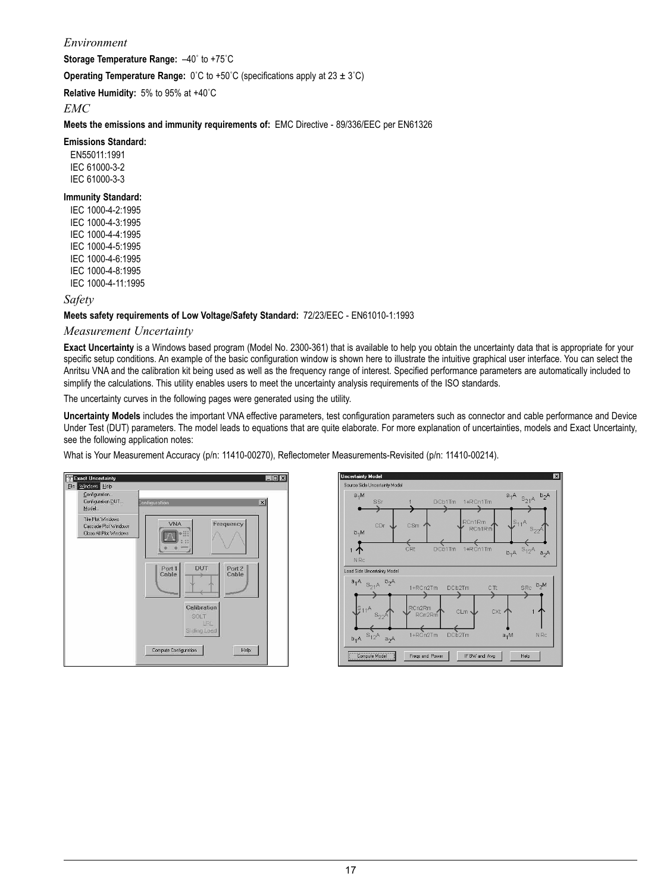## *Environment*

**Storage Temperature Range:** –40˚ to +75˚C

**Operating Temperature Range:** 0˚C to +50˚C (specifications apply at 23 ± 3˚C)

**Relative Humidity:** 5% to 95% at +40˚C

## *EMC*

**Meets the emissions and immunity requirements of:** EMC Directive - 89/336/EEC per EN61326

**Emissions Standard:**

EN55011:1991
IEC 61000-3-2
IEC 61000-3-3

**Immunity Standard:**

IEC 1000-4-2:1995
IEC 1000-4-3:1995
IEC 1000-4-4:1995
IEC 1000-4-5:1995
IEC 1000-4-6:1995
IEC 1000-4-8:1995
IEC 1000-4-11:1995

## *Safety*

**Meets safety requirements of Low Voltage/Safety Standard:** 72/23/EEC - EN61010-1:1993

## *Measurement Uncertainty*

**Exact Uncertainty** is a Windows based program (Model No. 2300-361) that is available to help you obtain the uncertainty data that is appropriate for your specific setup conditions. An example of the basic configuration window is shown here to illustrate the intuitive graphical user interface. You can select the Anritsu VNA and the calibration kit being used as well as the frequency range of interest. Specified performance parameters are automatically included to simplify the calculations. This utility enables users to meet the uncertainty analysis requirements of the ISO standards.

The uncertainty curves in the following pages were generated using the utility.

**Uncertainty Models** includes the important VNA effective parameters, test configuration parameters such as connector and cable performance and Device Under Test (DUT) parameters. The model leads to equations that are quite elaborate. For more explanation of uncertainties, models and Exact Uncertainty, see the following application notes:

What is Your Measurement Accuracy (p/n: 11410-00270), Reflectometer Measurements-Revisited (p/n: 11410-00214).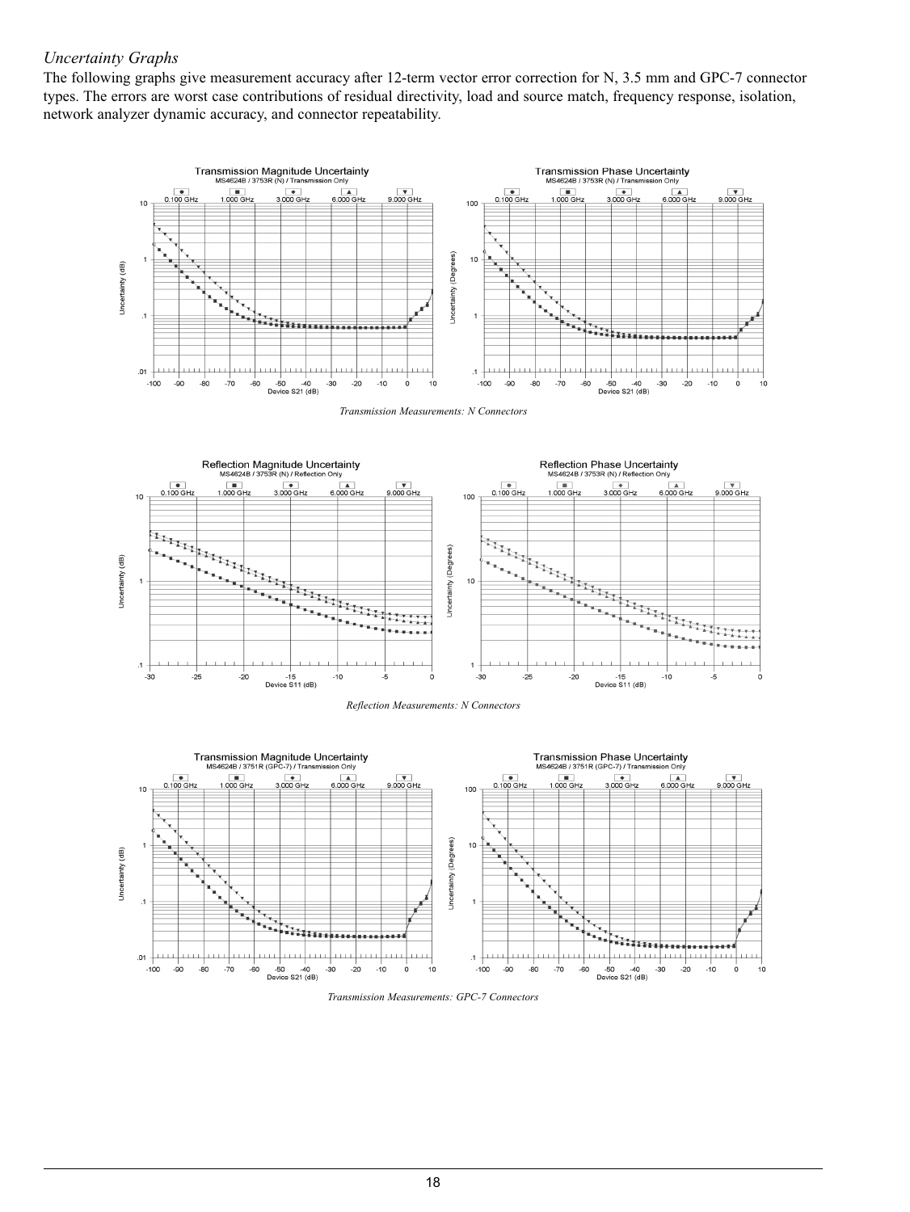*Uncertainty Graphs*

The following graphs give measurement accuracy after 12-term vector error correction for N, 3.5 mm and GPC-7 connector types. The errors are worst case contributions of residual directivity, load and source match, frequency response, isolation, network analyzer dynamic accuracy, and connector repeatability.

*Transmission Measurements: N Connectors*

*Reflection Measurements: N Connectors*

*Transmission Measurements: GPC-7 Connectors*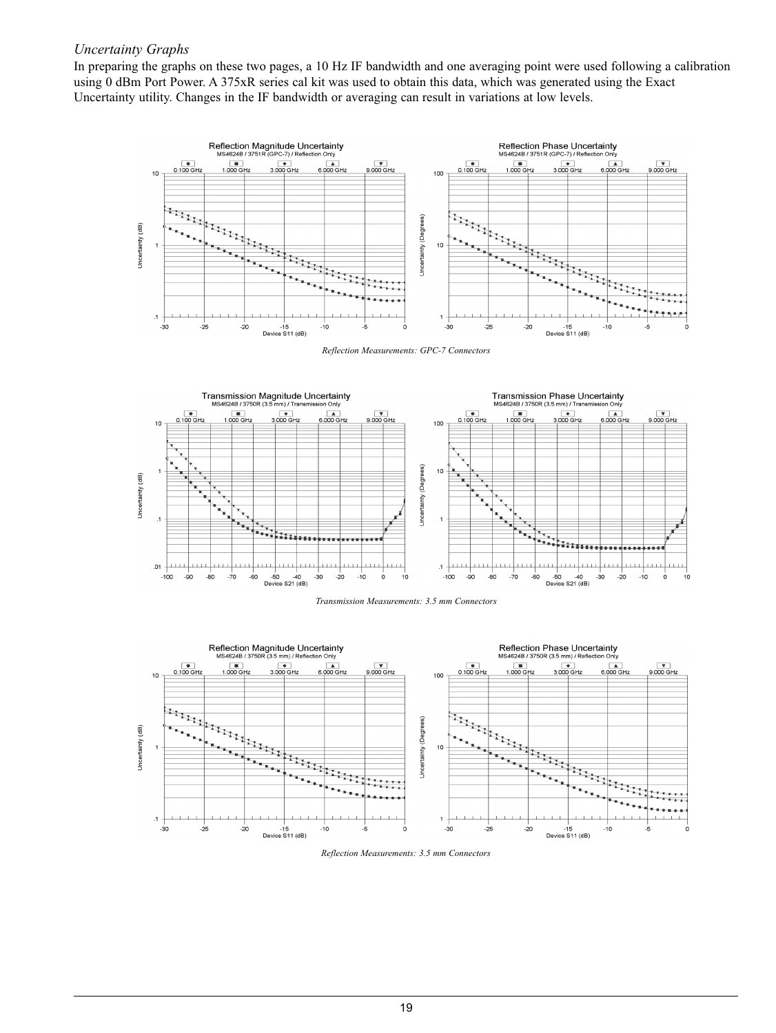*Uncertainty Graphs*

In preparing the graphs on these two pages, a 10 Hz IF bandwidth and one averaging point were used following a calibration using 0 dBm Port Power. A 375xR series cal kit was used to obtain this data, which was generated using the Exact Uncertainty utility. Changes in the IF bandwidth or averaging can result in variations at low levels.

*Reflection Measurements: GPC-7 Connectors*

*Transmission Measurements: 3.5 mm Connectors*

*Reflection Measurements: 3.5 mm Connectors*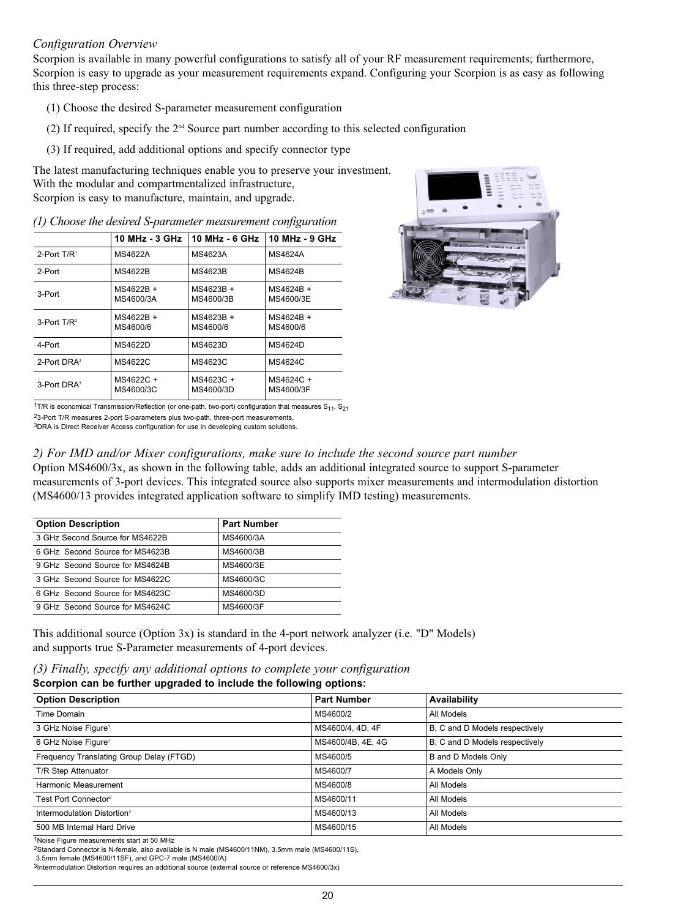*Configuration Overview*

Scorpion is available in many powerful configurations to satisfy all of your RF measurement requirements; furthermore, Scorpion is easy to upgrade as your measurement requirements expand. Configuring your Scorpion is as easy as following this three-step process:

(1) Choose the desired S-parameter measurement configuration

(2) If required, specify the 2nd Source part number according to this selected configuration

(3) If required, add additional options and specify connector type

The latest manufacturing techniques enable you to preserve your investment. With the modular and compartmentalized infrastructure, Scorpion is easy to manufacture, maintain, and upgrade.

*(1) Choose the desired S-parameter measurement configuration*

| | 10 MHz - 3 GHz | 10 MHz - 6 GHz | 10 MHz - 9 GHz |
|---|---|---|---|
| 2-Port T/R[1] | MS4622A | MS4623A | MS4624A |
| 2-Port | MS4622B | MS4623B | MS4624B |
| 3-Port | MS4622B + MS4600/3A | MS4623B + MS4600/3B | MS4624B + MS4600/3E |
| 3-Port T/R[2] | MS4622B + MS4600/6 | MS4623B + MS4600/6 | MS4624B + MS4600/6 |
| 4-Port | MS4622D | MS4623D | MS4624D |
| 2-Port DRA[3] | MS4622C | MS4623C | MS4624C |
| 3-Port DRA[3] | MS4622C + MS4600/3C | MS4623C + MS4600/3D | MS4624C + MS4600/3F |

[1]T/R is economical Transmission/Reflection (or one-path, two-port) configuration that measures $S_{11}$, $S_{21}$

[2]3-Port T/R measures 2-port S-parameters plus two-path, three-port measurements.

[3]DRA is Direct Receiver Access configuration for use in developing custom solutions.

*2) For IMD and/or Mixer configurations, make sure to include the second source part number*

Option MS4600/3x, as shown in the following table, adds an additional integrated source to support S-parameter measurements of 3-port devices. This integrated source also supports mixer measurements and intermodulation distortion (MS4600/13 provides integrated application software to simplify IMD testing) measurements.

| Option Description | Part Number |
|---|---|
| 3 GHz Second Source for MS4622B | MS4600/3A |
| 6 GHz Second Source for MS4623B | MS4600/3B |
| 9 GHz Second Source for MS4624B | MS4600/3E |
| 3 GHz Second Source for MS4622C | MS4600/3C |
| 6 GHz Second Source for MS4623C | MS4600/3D |
| 9 GHz Second Source for MS4624C | MS4600/3F |

This additional source (Option 3x) is standard in the 4-port network analyzer (i.e. "D" Models) and supports true S-Parameter measurements of 4-port devices.

*(3) Finally, specify any additional options to complete your configuration*

**Scorpion can be further upgraded to include the following options:**

| Option Description | Part Number | Availability |
|---|---|---|
| Time Domain | MS4600/2 | All Models |
| 3 GHz Noise Figure[1] | MS4600/4, 4D, 4F | B, C and D Models respectively |
| 6 GHz Noise Figure[1] | MS4600/4B, 4E, 4G | B, C and D Models respectively |
| Frequency Translating Group Delay (FTGD) | MS4600/5 | B and D Models Only |
| T/R Step Attenuator | MS4600/7 | A Models Only |
| Harmonic Measurement | MS4600/8 | All Models |
| Test Port Connector[2] | MS4600/11 | All Models |
| Intermodulation Distortion[3] | MS4600/13 | All Models |
| 500 MB Internal Hard Drive | MS4600/15 | All Models |

[1]Noise Figure measurements start at 50 MHz

[2]Standard Connector is N-female, also available is N male (MS4600/11NM), 3.5mm male (MS4600/11S), 3.5mm female (MS4600/11SF), and GPC-7 male (MS4600/A)

[3]Intermodulation Distortion requires an additional source (external source or reference MS4600/3x)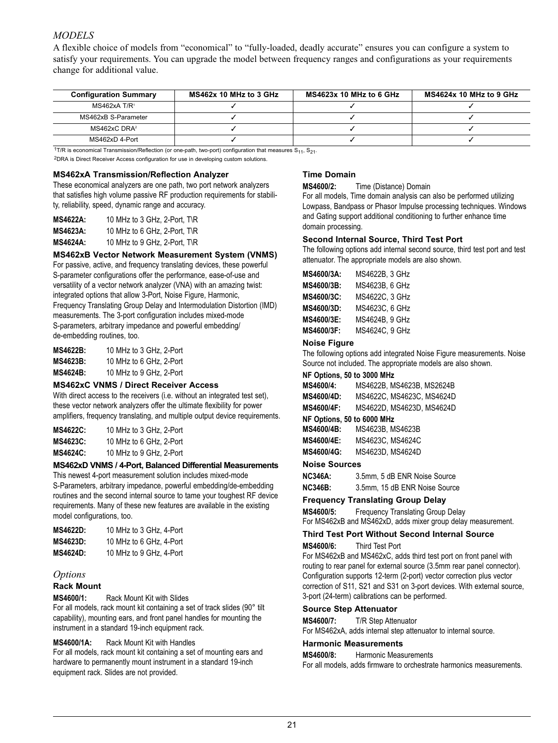*MODELS*

A flexible choice of models from "economical" to "fully-loaded, deadly accurate" ensures you can configure a system to satisfy your requirements. You can upgrade the model between frequency ranges and configurations as your requirements change for additional value.

| Configuration Summary | MS462x 10 MHz to 3 GHz | MS4623x 10 MHz to 6 GHz | MS4624x 10 MHz to 9 GHz |
|---|---|---|---|
| MS462xA T/R[1] | ✓ | ✓ | ✓ |
| MS462xB S-Parameter | ✓ | ✓ | ✓ |
| MS462xC DRA[2] | ✓ | ✓ | ✓ |
| MS462xD 4-Port | ✓ | ✓ | ✓ |

[1]T/R is economical Transmission/Reflection (or one-path, two-port) configuration that measures $S_{11}$, $S_{21}$.

[2]DRA is Direct Receiver Access configuration for use in developing custom solutions.

### MS462xA Transmission/Reflection Analyzer

These economical analyzers are one path, two port network analyzers that satisfies high volume passive RF production requirements for stability, reliability, speed, dynamic range and accuracy.

**MS4622A:** 10 MHz to 3 GHz, 2-Port, T\R
**MS4623A:** 10 MHz to 6 GHz, 2-Port, T\R
**MS4624A:** 10 MHz to 9 GHz, 2-Port, T\R

### MS462xB Vector Network Measurement System (VNMS)

For passive, active, and frequency translating devices, these powerful S-parameter configurations offer the performance, ease-of-use and versatility of a vector network analyzer (VNA) with an amazing twist: integrated options that allow 3-Port, Noise Figure, Harmonic, Frequency Translating Group Delay and Intermodulation Distortion (IMD) measurements. The 3-port configuration includes mixed-mode S-parameters, arbitrary impedance and powerful embedding/de-embedding routines, too.

**MS4622B:** 10 MHz to 3 GHz, 2-Port
**MS4623B:** 10 MHz to 6 GHz, 2-Port
**MS4624B:** 10 MHz to 9 GHz, 2-Port

### MS462xC VNMS / Direct Receiver Access

With direct access to the receivers (i.e. without an integrated test set), these vector network analyzers offer the ultimate flexibility for power amplifiers, frequency translating, and multiple output device requirements.

**MS4622C:** 10 MHz to 3 GHz, 2-Port
**MS4623C:** 10 MHz to 6 GHz, 2-Port
**MS4624C:** 10 MHz to 9 GHz, 2-Port

### MS462xD VNMS / 4-Port, Balanced Differential Measurements

This newest 4-port measurement solution includes mixed-mode S-Parameters, arbitrary impedance, powerful embedding/de-embedding routines and the second internal source to tame your toughest RF device requirements. Many of these new features are available in the existing model configurations, too.

**MS4622D:** 10 MHz to 3 GHz, 4-Port
**MS4623D:** 10 MHz to 6 GHz, 4-Port
**MS4624D:** 10 MHz to 9 GHz, 4-Port

## *Options*

### Rack Mount

**MS4600/1:** Rack Mount Kit with Slides
For all models, rack mount kit containing a set of track slides (90° tilt capability), mounting ears, and front panel handles for mounting the instrument in a standard 19-inch equipment rack.

**MS4600/1A:** Rack Mount Kit with Handles
For all models, rack mount kit containing a set of mounting ears and hardware to permanently mount instrument in a standard 19-inch equipment rack. Slides are not provided.

### Time Domain

**MS4600/2:** Time (Distance) Domain
For all models, Time domain analysis can also be performed utilizing Lowpass, Bandpass or Phasor Impulse processing techniques. Windows and Gating support additional conditioning to further enhance time domain processing.

### Second Internal Source, Third Test Port

The following options add internal second source, third test port and test attenuator. The appropriate models are also shown.

**MS4600/3A:** MS4622B, 3 GHz
**MS4600/3B:** MS4623B, 6 GHz
**MS4600/3C:** MS4622C, 3 GHz
**MS4600/3D:** MS4623C, 6 GHz
**MS4600/3E:** MS4624B, 9 GHz
**MS4600/3F:** MS4624C, 9 GHz

### Noise Figure

The following options add integrated Noise Figure measurements. Noise Source not included. The appropriate models are also shown.

**NF Options, 50 to 3000 MHz**
**MS4600/4:** MS4622B, MS4623B, MS2624B
**MS4600/4D:** MS4622C, MS4623C, MS4624D
**MS4600/4F:** MS4622D, MS4623D, MS4624D

**NF Options, 50 to 6000 MHz**
**MS4600/4B:** MS4623B, MS4623B
**MS4600/4E:** MS4623C, MS4624C
**MS4600/4G:** MS4623D, MS4624D

### Noise Sources

**NC346A:** 3.5mm, 5 dB ENR Noise Source
**NC346B:** 3.5mm, 15 dB ENR Noise Source

### Frequency Translating Group Delay

**MS4600/5:** Frequency Translating Group Delay
For MS462xB and MS462xD, adds mixer group delay measurement.

### Third Test Port Without Second Internal Source

**MS4600/6:** Third Test Port
For MS462xB and MS462xC, adds third test port on front panel with routing to rear panel for external source (3.5mm rear panel connector). Configuration supports 12-term (2-port) vector correction plus vector correction of S11, S21 and S31 on 3-port devices. With external source, 3-port (24-term) calibrations can be performed.

### Source Step Attenuator

**MS4600/7:** T/R Step Attenuator
For MS462xA, adds internal step attenuator to internal source.

### Harmonic Measurements

**MS4600/8:** Harmonic Measurements
For all models, adds firmware to orchestrate harmonics measurements.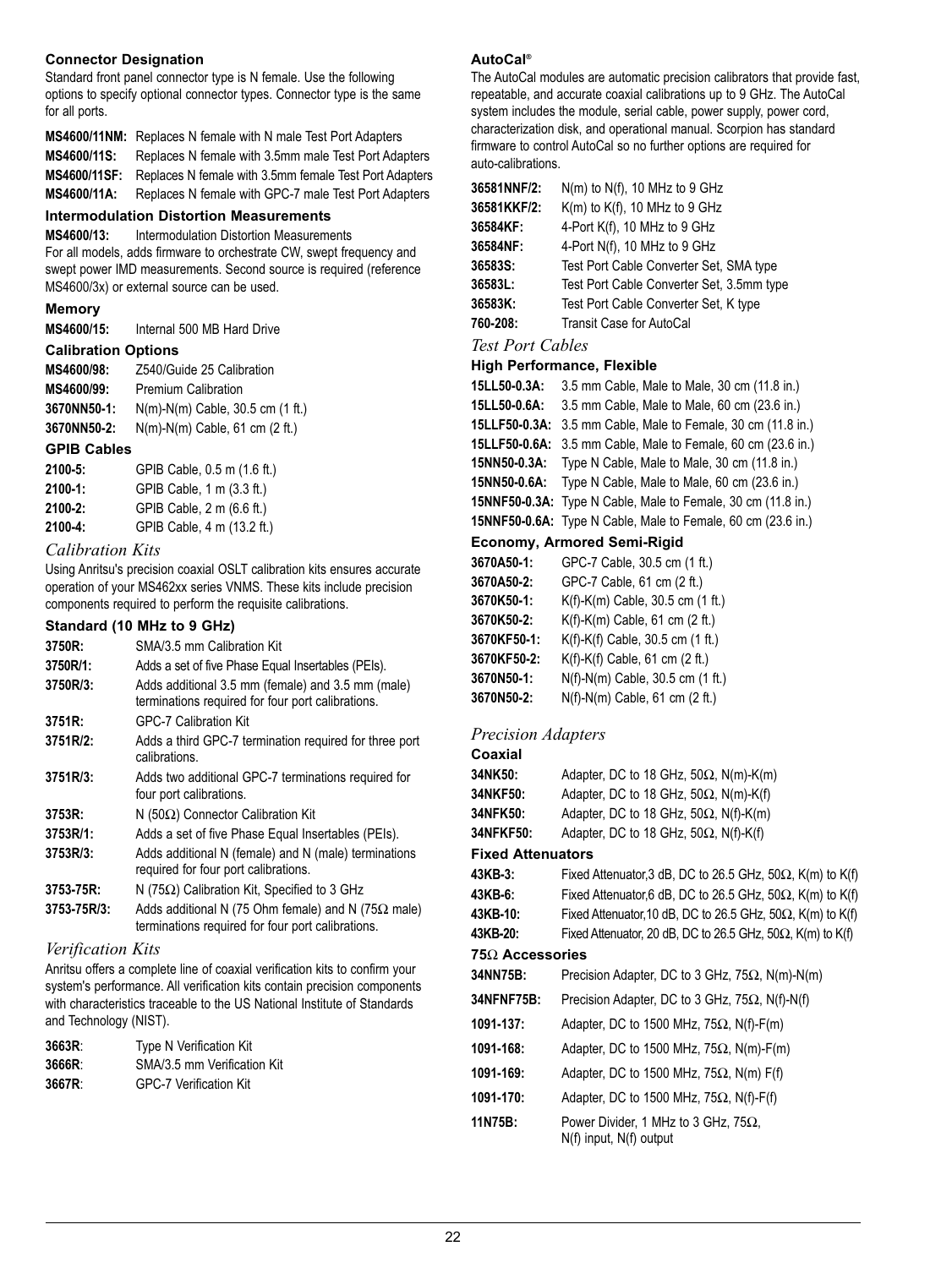### Connector Designation

Standard front panel connector type is N female. Use the following options to specify optional connector types. Connector type is the same for all ports.

**MS4600/11NM:** Replaces N female with N male Test Port Adapters
**MS4600/11S:** Replaces N female with 3.5mm male Test Port Adapters
**MS4600/11SF:** Replaces N female with 3.5mm female Test Port Adapters
**MS4600/11A:** Replaces N female with GPC-7 male Test Port Adapters

### Intermodulation Distortion Measurements

**MS4600/13:** Intermodulation Distortion Measurements
For all models, adds firmware to orchestrate CW, swept frequency and swept power IMD measurements. Second source is required (reference MS4600/3x) or external source can be used.

### Memory

**MS4600/15:** Internal 500 MB Hard Drive

### Calibration Options

**MS4600/98:** Z540/Guide 25 Calibration
**MS4600/99:** Premium Calibration
**3670NN50-1:** N(m)-N(m) Cable, 30.5 cm (1 ft.)
**3670NN50-2:** N(m)-N(m) Cable, 61 cm (2 ft.)

### GPIB Cables

**2100-5:** GPIB Cable, 0.5 m (1.6 ft.)
**2100-1:** GPIB Cable, 1 m (3.3 ft.)
**2100-2:** GPIB Cable, 2 m (6.6 ft.)
**2100-4:** GPIB Cable, 4 m (13.2 ft.)

## *Calibration Kits*

Using Anritsu's precision coaxial OSLT calibration kits ensures accurate operation of your MS462xx series VNMS. These kits include precision components required to perform the requisite calibrations.

### Standard (10 MHz to 9 GHz)

**3750R:** SMA/3.5 mm Calibration Kit
**3750R/1:** Adds a set of five Phase Equal Insertables (PEIs).
**3750R/3:** Adds additional 3.5 mm (female) and 3.5 mm (male) terminations required for four port calibrations.
**3751R:** GPC-7 Calibration Kit
**3751R/2:** Adds a third GPC-7 termination required for three port calibrations.
**3751R/3:** Adds two additional GPC-7 terminations required for four port calibrations.
**3753R:** N (50Ω) Connector Calibration Kit
**3753R/1:** Adds a set of five Phase Equal Insertables (PEIs).
**3753R/3:** Adds additional N (female) and N (male) terminations required for four port calibrations.
**3753-75R:** N (75Ω) Calibration Kit, Specified to 3 GHz
**3753-75R/3:** Adds additional N (75 Ohm female) and N (75Ω male) terminations required for four port calibrations.

## *Verification Kits*

Anritsu offers a complete line of coaxial verification kits to confirm your system's performance. All verification kits contain precision components with characteristics traceable to the US National Institute of Standards and Technology (NIST).

**3663R**: Type N Verification Kit
**3666R**: SMA/3.5 mm Verification Kit
**3667R**: GPC-7 Verification Kit

### AutoCal®

The AutoCal modules are automatic precision calibrators that provide fast, repeatable, and accurate coaxial calibrations up to 9 GHz. The AutoCal system includes the module, serial cable, power supply, power cord, characterization disk, and operational manual. Scorpion has standard firmware to control AutoCal so no further options are required for auto-calibrations.

**36581NNF/2:** N(m) to N(f), 10 MHz to 9 GHz
**36581KKF/2:** K(m) to K(f), 10 MHz to 9 GHz
**36584KF:** 4-Port K(f), 10 MHz to 9 GHz
**36584NF:** 4-Port N(f), 10 MHz to 9 GHz
**36583S:** Test Port Cable Converter Set, SMA type
**36583L:** Test Port Cable Converter Set, 3.5mm type
**36583K:** Test Port Cable Converter Set, K type
**760-208:** Transit Case for AutoCal

## *Test Port Cables*

### High Performance, Flexible

**15LL50-0.3A:** 3.5 mm Cable, Male to Male, 30 cm (11.8 in.)
**15LL50-0.6A:** 3.5 mm Cable, Male to Male, 60 cm (23.6 in.)
**15LLF50-0.3A:** 3.5 mm Cable, Male to Female, 30 cm (11.8 in.)
**15LLF50-0.6A:** 3.5 mm Cable, Male to Female, 60 cm (23.6 in.)
**15NN50-0.3A:** Type N Cable, Male to Male, 30 cm (11.8 in.)
**15NN50-0.6A:** Type N Cable, Male to Male, 60 cm (23.6 in.)
**15NNF50-0.3A:** Type N Cable, Male to Female, 30 cm (11.8 in.)
**15NNF50-0.6A:** Type N Cable, Male to Female, 60 cm (23.6 in.)

### Economy, Armored Semi-Rigid

**3670A50-1:** GPC-7 Cable, 30.5 cm (1 ft.)
**3670A50-2:** GPC-7 Cable, 61 cm (2 ft.)
**3670K50-1:** K(f)-K(m) Cable, 30.5 cm (1 ft.)
**3670K50-2:** K(f)-K(m) Cable, 61 cm (2 ft.)
**3670KF50-1:** K(f)-K(f) Cable, 30.5 cm (1 ft.)
**3670KF50-2:** K(f)-K(f) Cable, 61 cm (2 ft.)
**3670N50-1:** N(f)-N(m) Cable, 30.5 cm (1 ft.)
**3670N50-2:** N(f)-N(m) Cable, 61 cm (2 ft.)

## *Precision Adapters*

### Coaxial

**34NK50:** Adapter, DC to 18 GHz, 50Ω, N(m)-K(m)
**34NKF50:** Adapter, DC to 18 GHz, 50Ω, N(m)-K(f)
**34NFK50:** Adapter, DC to 18 GHz, 50Ω, N(f)-K(m)
**34NFKF50:** Adapter, DC to 18 GHz, 50Ω, N(f)-K(f)

### Fixed Attenuators

**43KB-3:** Fixed Attenuator,3 dB, DC to 26.5 GHz, 50Ω, K(m) to K(f)
**43KB-6:** Fixed Attenuator,6 dB, DC to 26.5 GHz, 50Ω, K(m) to K(f)
**43KB-10:** Fixed Attenuator,10 dB, DC to 26.5 GHz, 50Ω, K(m) to K(f)
**43KB-20:** Fixed Attenuator, 20 dB, DC to 26.5 GHz, 50Ω, K(m) to K(f)

### 75Ω Accessories

**34NN75B:** Precision Adapter, DC to 3 GHz, 75Ω, N(m)-N(m)
**34NFNF75B:** Precision Adapter, DC to 3 GHz, 75Ω, N(f)-N(f)
**1091-137:** Adapter, DC to 1500 MHz, 75Ω, N(f)-F(m)
**1091-168:** Adapter, DC to 1500 MHz, 75Ω, N(m)-F(m)
**1091-169:** Adapter, DC to 1500 MHz, 75Ω, N(m) F(f)
**1091-170:** Adapter, DC to 1500 MHz, 75Ω, N(f)-F(f)
**11N75B:** Power Divider, 1 MHz to 3 GHz, 75Ω, N(f) input, N(f) output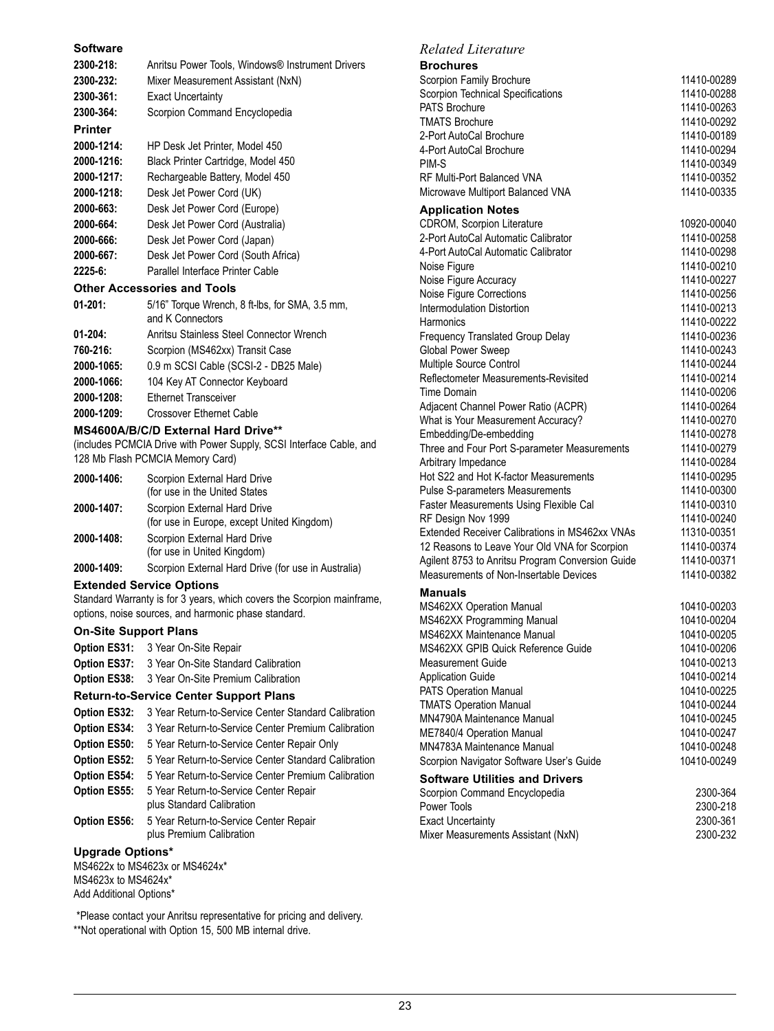**Software**

| | |
|---|---|
| **2300-218:** | Anritsu Power Tools, Windows® Instrument Drivers |
| **2300-232:** | Mixer Measurement Assistant (NxN) |
| **2300-361:** | Exact Uncertainty |
| **2300-364:** | Scorpion Command Encyclopedia |

**Printer**

| | |
|---|---|
| **2000-1214:** | HP Desk Jet Printer, Model 450 |
| **2000-1216:** | Black Printer Cartridge, Model 450 |
| **2000-1217:** | Rechargeable Battery, Model 450 |
| **2000-1218:** | Desk Jet Power Cord (UK) |
| **2000-663:** | Desk Jet Power Cord (Europe) |
| **2000-664:** | Desk Jet Power Cord (Australia) |
| **2000-666:** | Desk Jet Power Cord (Japan) |
| **2000-667:** | Desk Jet Power Cord (South Africa) |
| **2225-6:** | Parallel Interface Printer Cable |

**Other Accessories and Tools**

| | |
|---|---|
| **01-201:** | 5/16" Torque Wrench, 8 ft-lbs, for SMA, 3.5 mm, and K Connectors |
| **01-204:** | Anritsu Stainless Steel Connector Wrench |
| **760-216:** | Scorpion (MS462xx) Transit Case |
| **2000-1065:** | 0.9 m SCSI Cable (SCSI-2 - DB25 Male) |
| **2000-1066:** | 104 Key AT Connector Keyboard |
| **2000-1208:** | Ethernet Transceiver |
| **2000-1209:** | Crossover Ethernet Cable |

**MS4600A/B/C/D External Hard Drive****

(includes PCMCIA Drive with Power Supply, SCSI Interface Cable, and 128 Mb Flash PCMCIA Memory Card)

| | |
|---|---|
| **2000-1406:** | Scorpion External Hard Drive (for use in the United States |
| **2000-1407:** | Scorpion External Hard Drive (for use in Europe, except United Kingdom) |
| **2000-1408:** | Scorpion External Hard Drive (for use in United Kingdom) |
| **2000-1409:** | Scorpion External Hard Drive (for use in Australia) |

**Extended Service Options**

Standard Warranty is for 3 years, which covers the Scorpion mainframe, options, noise sources, and harmonic phase standard.

**On-Site Support Plans**

| | |
|---|---|
| **Option ES31:** | 3 Year On-Site Repair |
| **Option ES37:** | 3 Year On-Site Standard Calibration |
| **Option ES38:** | 3 Year On-Site Premium Calibration |

**Return-to-Service Center Support Plans**

| | |
|---|---|
| **Option ES32:** | 3 Year Return-to-Service Center Standard Calibration |
| **Option ES34:** | 3 Year Return-to-Service Center Premium Calibration |
| **Option ES50:** | 5 Year Return-to-Service Center Repair Only |
| **Option ES52:** | 5 Year Return-to-Service Center Standard Calibration |
| **Option ES54:** | 5 Year Return-to-Service Center Premium Calibration |
| **Option ES55:** | 5 Year Return-to-Service Center Repair plus Standard Calibration |
| **Option ES56:** | 5 Year Return-to-Service Center Repair plus Premium Calibration |

**Upgrade Options***

MS4622x to MS4623x or MS4624x*
MS4623x to MS4624x*
Add Additional Options*

*Please contact your Anritsu representative for pricing and delivery.
**Not operational with Option 15, 500 MB internal drive.

## *Related Literature*

**Brochures**

| | |
|---|---|
| Scorpion Family Brochure | 11410-00289 |
| Scorpion Technical Specifications | 11410-00288 |
| PATS Brochure | 11410-00263 |
| TMATS Brochure | 11410-00292 |
| 2-Port AutoCal Brochure | 11410-00189 |
| 4-Port AutoCal Brochure | 11410-00294 |
| PIM-S | 11410-00349 |
| RF Multi-Port Balanced VNA | 11410-00352 |
| Microwave Multiport Balanced VNA | 11410-00335 |

**Application Notes**

| | |
|---|---|
| CDROM, Scorpion Literature | 10920-00040 |
| 2-Port AutoCal Automatic Calibrator | 11410-00258 |
| 4-Port AutoCal Automatic Calibrator | 11410-00298 |
| Noise Figure | 11410-00210 |
| Noise Figure Accuracy | 11410-00227 |
| Noise Figure Corrections | 11410-00256 |
| Intermodulation Distortion | 11410-00213 |
| Harmonics | 11410-00222 |
| Frequency Translated Group Delay | 11410-00236 |
| Global Power Sweep | 11410-00243 |
| Multiple Source Control | 11410-00244 |
| Reflectometer Measurements-Revisited | 11410-00214 |
| Time Domain | 11410-00206 |
| Adjacent Channel Power Ratio (ACPR) | 11410-00264 |
| What is Your Measurement Accuracy? | 11410-00270 |
| Embedding/De-embedding | 11410-00278 |
| Three and Four Port S-parameter Measurements | 11410-00279 |
| Arbitrary Impedance | 11410-00284 |
| Hot S22 and Hot K-factor Measurements | 11410-00295 |
| Pulse S-parameters Measurements | 11410-00300 |
| Faster Measurements Using Flexible Cal | 11410-00310 |
| RF Design Nov 1999 | 11410-00240 |
| Extended Receiver Calibrations in MS462xx VNAs | 11310-00351 |
| 12 Reasons to Leave Your Old VNA for Scorpion | 11410-00374 |
| Agilent 8753 to Anritsu Program Conversion Guide | 11410-00371 |
| Measurements of Non-Insertable Devices | 11410-00382 |

**Manuals**

| | |
|---|---|
| MS462XX Operation Manual | 10410-00203 |
| MS462XX Programming Manual | 10410-00204 |
| MS462XX Maintenance Manual | 10410-00205 |
| MS462XX GPIB Quick Reference Guide | 10410-00206 |
| Measurement Guide | 10410-00213 |
| Application Guide | 10410-00214 |
| PATS Operation Manual | 10410-00225 |
| TMATS Operation Manual | 10410-00244 |
| MN4790A Maintenance Manual | 10410-00245 |
| ME7840/4 Operation Manual | 10410-00247 |
| MN4783A Maintenance Manual | 10410-00248 |
| Scorpion Navigator Software User's Guide | 10410-00249 |

**Software Utilities and Drivers**

| | |
|---|---|
| Scorpion Command Encyclopedia | 2300-364 |
| Power Tools | 2300-218 |
| Exact Uncertainty | 2300-361 |
| Mixer Measurements Assistant (NxN) | 2300-232 |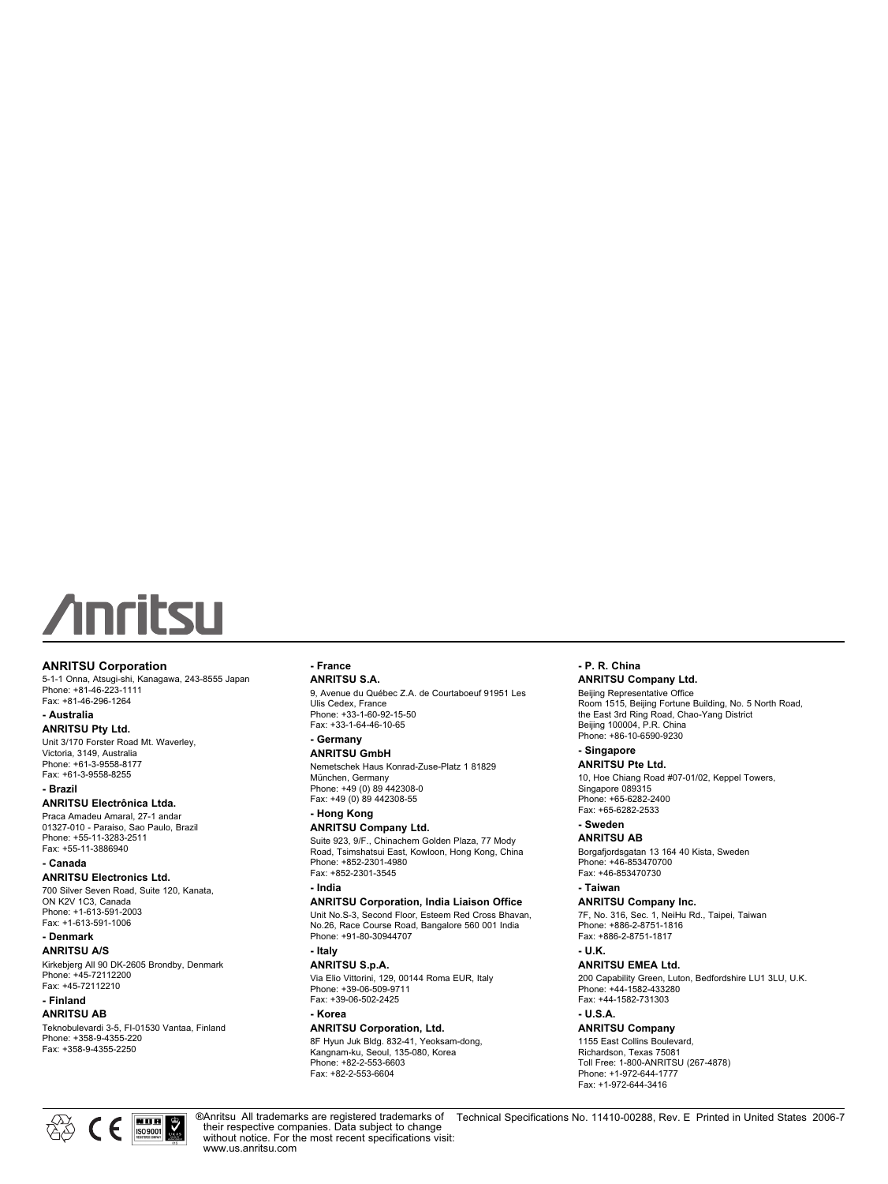**ANRITSU Corporation**
5-1-1 Onna, Atsugi-shi, Kanagawa, 243-8555 Japan
Phone: +81-46-223-1111
Fax: +81-46-296-1264

**- Australia**
**ANRITSU Pty Ltd.**
Unit 3/170 Forster Road Mt. Waverley,
Victoria, 3149, Australia
Phone: +61-3-9558-8177
Fax: +61-3-9558-8255

**- Brazil**
**ANRITSU Electrônica Ltda.**
Praca Amadeu Amaral, 27-1 andar
01327-010 - Paraiso, Sao Paulo, Brazil
Phone: +55-11-3283-2511
Fax: +55-11-3886940

**- Canada**
**ANRITSU Electronics Ltd.**
700 Silver Seven Road, Suite 120, Kanata,
ON K2V 1C3, Canada
Phone: +1-613-591-2003
Fax: +1-613-591-1006

**- Denmark**
**ANRITSU A/S**
Kirkebjerg All 90 DK-2605 Brondby, Denmark
Phone: +45-72112200
Fax: +45-72112210

**- Finland**
**ANRITSU AB**
Teknobulevardi 3-5, FI-01530 Vantaa, Finland
Phone: +358-9-4355-220
Fax: +358-9-4355-2250

**- France**
**ANRITSU S.A.**
9, Avenue du Québec Z.A. de Courtaboeuf 91951 Les Ulis Cedex, France
Phone: +33-1-60-92-15-50
Fax: +33-1-64-46-10-65

**- Germany**
**ANRITSU GmbH**
Nemetschek Haus Konrad-Zuse-Platz 1 81829
München, Germany
Phone: +49 (0) 89 442308-0
Fax: +49 (0) 89 442308-55

**- Hong Kong**
**ANRITSU Company Ltd.**
Suite 923, 9/F., Chinachem Golden Plaza, 77 Mody Road, Tsimshatsui East, Kowloon, Hong Kong, China
Phone: +852-2301-4980
Fax: +852-2301-3545

**- India**
**ANRITSU Corporation, India Liaison Office**
Unit No.S-3, Second Floor, Esteem Red Cross Bhavan, No.26, Race Course Road, Bangalore 560 001 India
Phone: +91-80-30944707

**- Italy**
**ANRITSU S.p.A.**
Via Elio Vittorini, 129, 00144 Roma EUR, Italy
Phone: +39-06-509-9711
Fax: +39-06-502-2425

**- Korea**
**ANRITSU Corporation, Ltd.**
8F Hyun Juk Bldg. 832-41, Yeoksam-dong,
Kangnam-ku, Seoul, 135-080, Korea
Phone: +82-2-553-6603
Fax: +82-2-553-6604

**- P. R. China**
**ANRITSU Company Ltd.**
Beijing Representative Office
Room 1515, Beijing Fortune Building, No. 5 North Road, the East 3rd Ring Road, Chao-Yang District
Beijing 100004, P.R. China
Phone: +86-10-6590-9230

**- Singapore**
**ANRITSU Pte Ltd.**
10, Hoe Chiang Road #07-01/02, Keppel Towers,
Singapore 089315
Phone: +65-6282-2400
Fax: +65-6282-2533

**- Sweden**
**ANRITSU AB**
Borgafjordsgatan 13 164 40 Kista, Sweden
Phone: +46-853470700
Fax: +46-853470730

**- Taiwan**
**ANRITSU Company Inc.**
7F, No. 316, Sec. 1, NeiHu Rd., Taipei, Taiwan
Phone: +886-2-8751-1816
Fax: +886-2-8751-1817

**- U.K.**
**ANRITSU EMEA Ltd.**
200 Capability Green, Luton, Bedfordshire LU1 3LU, U.K.
Phone: +44-1582-433280
Fax: +44-1582-731303

**- U.S.A.**
**ANRITSU Company**
1155 East Collins Boulevard,
Richardson, Texas 75081
Toll Free: 1-800-ANRITSU (267-4878)
Phone: +1-972-644-1777
Fax: +1-972-644-3416

®Anritsu All trademarks are registered trademarks of their respective companies. Data subject to change without notice. For the most recent specifications visit: www.us.anritsu.com

Technical Specifications No. 11410-00288, Rev. E Printed in United States 2006-7